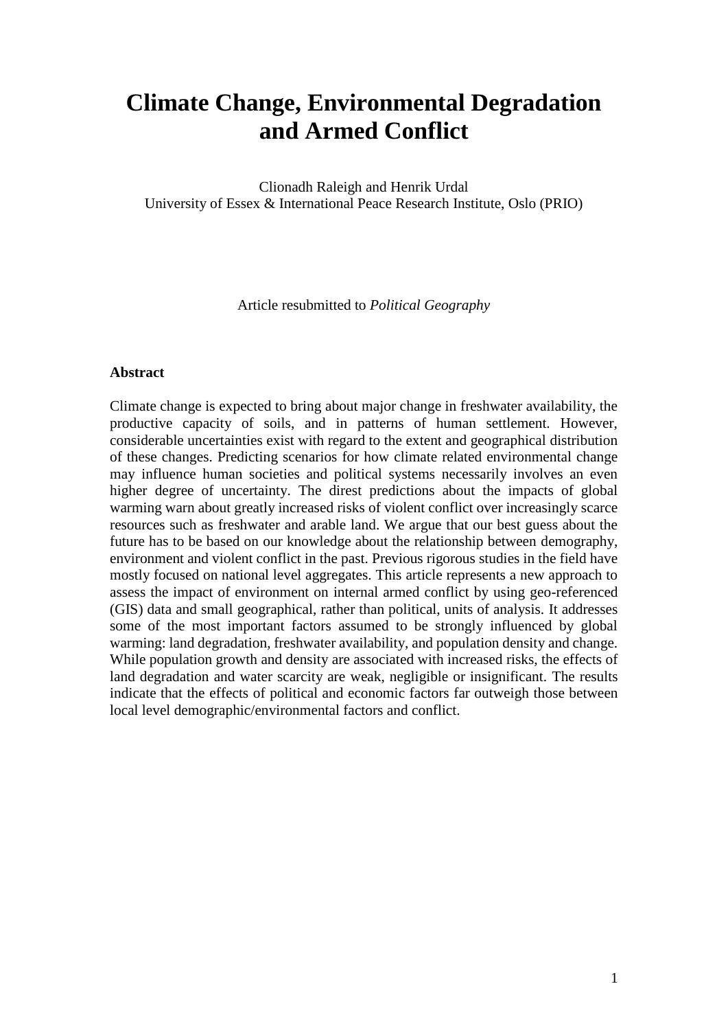# Climate Change, Environmental Degradation and Armed Conflict

Clionadh Raleigh and Henrik Urdal
University of Essex & International Peace Research Institute, Oslo (PRIO)

Article resubmitted to *Political Geography*

**Abstract**

Climate change is expected to bring about major change in freshwater availability, the productive capacity of soils, and in patterns of human settlement. However, considerable uncertainties exist with regard to the extent and geographical distribution of these changes. Predicting scenarios for how climate related environmental change may influence human societies and political systems necessarily involves an even higher degree of uncertainty. The direst predictions about the impacts of global warming warn about greatly increased risks of violent conflict over increasingly scarce resources such as freshwater and arable land. We argue that our best guess about the future has to be based on our knowledge about the relationship between demography, environment and violent conflict in the past. Previous rigorous studies in the field have mostly focused on national level aggregates. This article represents a new approach to assess the impact of environment on internal armed conflict by using geo-referenced (GIS) data and small geographical, rather than political, units of analysis. It addresses some of the most important factors assumed to be strongly influenced by global warming: land degradation, freshwater availability, and population density and change. While population growth and density are associated with increased risks, the effects of land degradation and water scarcity are weak, negligible or insignificant. The results indicate that the effects of political and economic factors far outweigh those between local level demographic/environmental factors and conflict.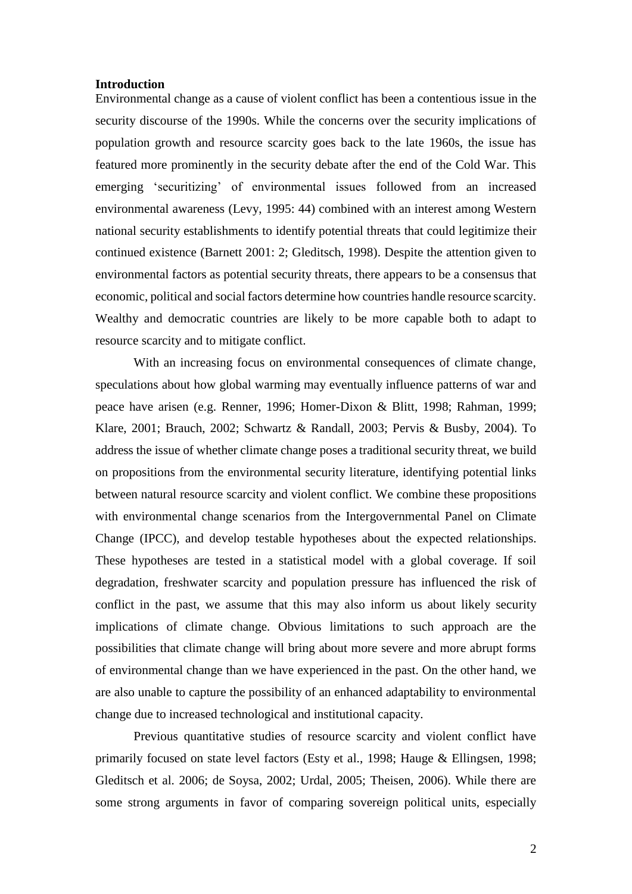## Introduction

Environmental change as a cause of violent conflict has been a contentious issue in the security discourse of the 1990s. While the concerns over the security implications of population growth and resource scarcity goes back to the late 1960s, the issue has featured more prominently in the security debate after the end of the Cold War. This emerging 'securitizing' of environmental issues followed from an increased environmental awareness (Levy, 1995: 44) combined with an interest among Western national security establishments to identify potential threats that could legitimize their continued existence (Barnett 2001: 2; Gleditsch, 1998). Despite the attention given to environmental factors as potential security threats, there appears to be a consensus that economic, political and social factors determine how countries handle resource scarcity. Wealthy and democratic countries are likely to be more capable both to adapt to resource scarcity and to mitigate conflict.

With an increasing focus on environmental consequences of climate change, speculations about how global warming may eventually influence patterns of war and peace have arisen (e.g. Renner, 1996; Homer-Dixon & Blitt, 1998; Rahman, 1999; Klare, 2001; Brauch, 2002; Schwartz & Randall, 2003; Pervis & Busby, 2004). To address the issue of whether climate change poses a traditional security threat, we build on propositions from the environmental security literature, identifying potential links between natural resource scarcity and violent conflict. We combine these propositions with environmental change scenarios from the Intergovernmental Panel on Climate Change (IPCC), and develop testable hypotheses about the expected relationships. These hypotheses are tested in a statistical model with a global coverage. If soil degradation, freshwater scarcity and population pressure has influenced the risk of conflict in the past, we assume that this may also inform us about likely security implications of climate change. Obvious limitations to such approach are the possibilities that climate change will bring about more severe and more abrupt forms of environmental change than we have experienced in the past. On the other hand, we are also unable to capture the possibility of an enhanced adaptability to environmental change due to increased technological and institutional capacity.

Previous quantitative studies of resource scarcity and violent conflict have primarily focused on state level factors (Esty et al., 1998; Hauge & Ellingsen, 1998; Gleditsch et al. 2006; de Soysa, 2002; Urdal, 2005; Theisen, 2006). While there are some strong arguments in favor of comparing sovereign political units, especially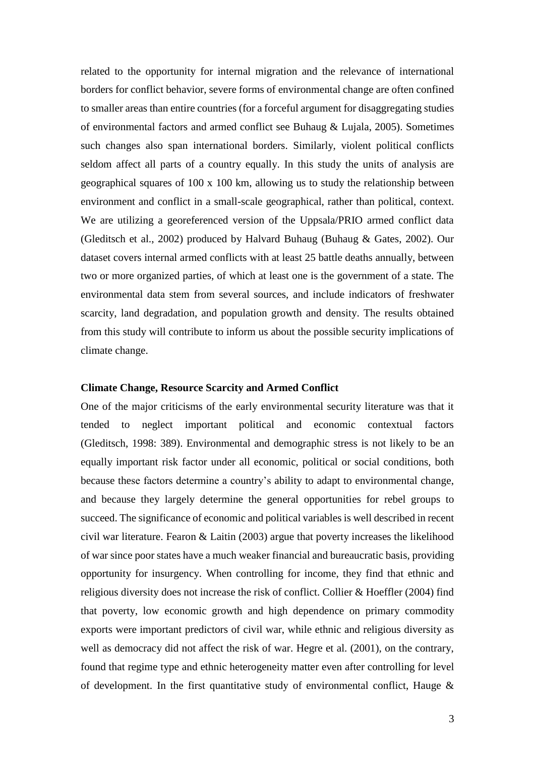related to the opportunity for internal migration and the relevance of international borders for conflict behavior, severe forms of environmental change are often confined to smaller areas than entire countries (for a forceful argument for disaggregating studies of environmental factors and armed conflict see Buhaug & Lujala, 2005). Sometimes such changes also span international borders. Similarly, violent political conflicts seldom affect all parts of a country equally. In this study the units of analysis are geographical squares of 100 x 100 km, allowing us to study the relationship between environment and conflict in a small-scale geographical, rather than political, context. We are utilizing a georeferenced version of the Uppsala/PRIO armed conflict data (Gleditsch et al., 2002) produced by Halvard Buhaug (Buhaug & Gates, 2002). Our dataset covers internal armed conflicts with at least 25 battle deaths annually, between two or more organized parties, of which at least one is the government of a state. The environmental data stem from several sources, and include indicators of freshwater scarcity, land degradation, and population growth and density. The results obtained from this study will contribute to inform us about the possible security implications of climate change.

## Climate Change, Resource Scarcity and Armed Conflict

One of the major criticisms of the early environmental security literature was that it tended to neglect important political and economic contextual factors (Gleditsch, 1998: 389). Environmental and demographic stress is not likely to be an equally important risk factor under all economic, political or social conditions, both because these factors determine a country's ability to adapt to environmental change, and because they largely determine the general opportunities for rebel groups to succeed. The significance of economic and political variables is well described in recent civil war literature. Fearon & Laitin (2003) argue that poverty increases the likelihood of war since poor states have a much weaker financial and bureaucratic basis, providing opportunity for insurgency. When controlling for income, they find that ethnic and religious diversity does not increase the risk of conflict. Collier & Hoeffler (2004) find that poverty, low economic growth and high dependence on primary commodity exports were important predictors of civil war, while ethnic and religious diversity as well as democracy did not affect the risk of war. Hegre et al. (2001), on the contrary, found that regime type and ethnic heterogeneity matter even after controlling for level of development. In the first quantitative study of environmental conflict, Hauge &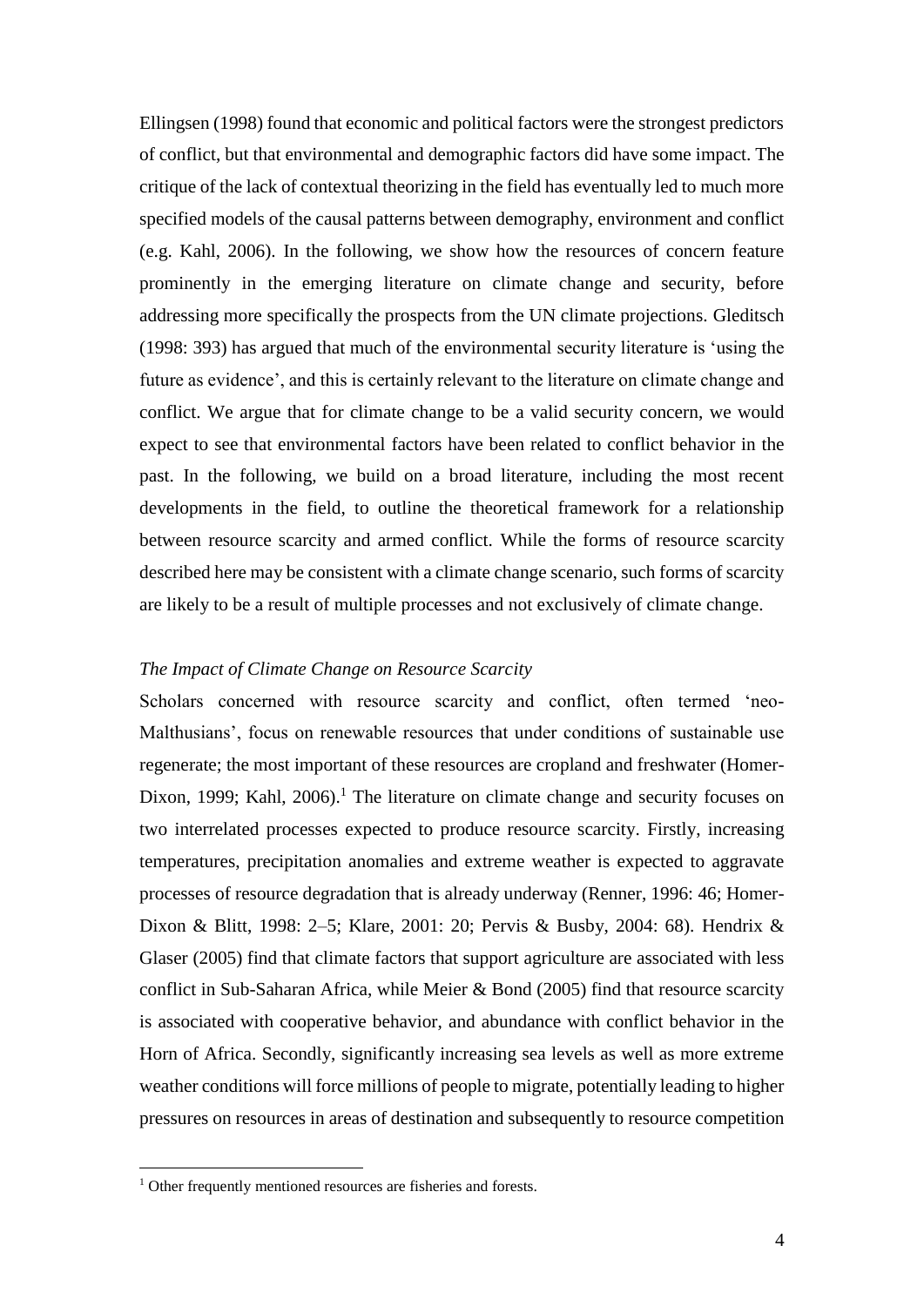Ellingsen (1998) found that economic and political factors were the strongest predictors of conflict, but that environmental and demographic factors did have some impact. The critique of the lack of contextual theorizing in the field has eventually led to much more specified models of the causal patterns between demography, environment and conflict (e.g. Kahl, 2006). In the following, we show how the resources of concern feature prominently in the emerging literature on climate change and security, before addressing more specifically the prospects from the UN climate projections. Gleditsch (1998: 393) has argued that much of the environmental security literature is 'using the future as evidence', and this is certainly relevant to the literature on climate change and conflict. We argue that for climate change to be a valid security concern, we would expect to see that environmental factors have been related to conflict behavior in the past. In the following, we build on a broad literature, including the most recent developments in the field, to outline the theoretical framework for a relationship between resource scarcity and armed conflict. While the forms of resource scarcity described here may be consistent with a climate change scenario, such forms of scarcity are likely to be a result of multiple processes and not exclusively of climate change.

*The Impact of Climate Change on Resource Scarcity*

Scholars concerned with resource scarcity and conflict, often termed 'neo-Malthusians', focus on renewable resources that under conditions of sustainable use regenerate; the most important of these resources are cropland and freshwater (Homer-Dixon, 1999; Kahl, 2006).[1] The literature on climate change and security focuses on two interrelated processes expected to produce resource scarcity. Firstly, increasing temperatures, precipitation anomalies and extreme weather is expected to aggravate processes of resource degradation that is already underway (Renner, 1996: 46; Homer-Dixon & Blitt, 1998: 2–5; Klare, 2001: 20; Pervis & Busby, 2004: 68). Hendrix & Glaser (2005) find that climate factors that support agriculture are associated with less conflict in Sub-Saharan Africa, while Meier & Bond (2005) find that resource scarcity is associated with cooperative behavior, and abundance with conflict behavior in the Horn of Africa. Secondly, significantly increasing sea levels as well as more extreme weather conditions will force millions of people to migrate, potentially leading to higher pressures on resources in areas of destination and subsequently to resource competition

[1] Other frequently mentioned resources are fisheries and forests.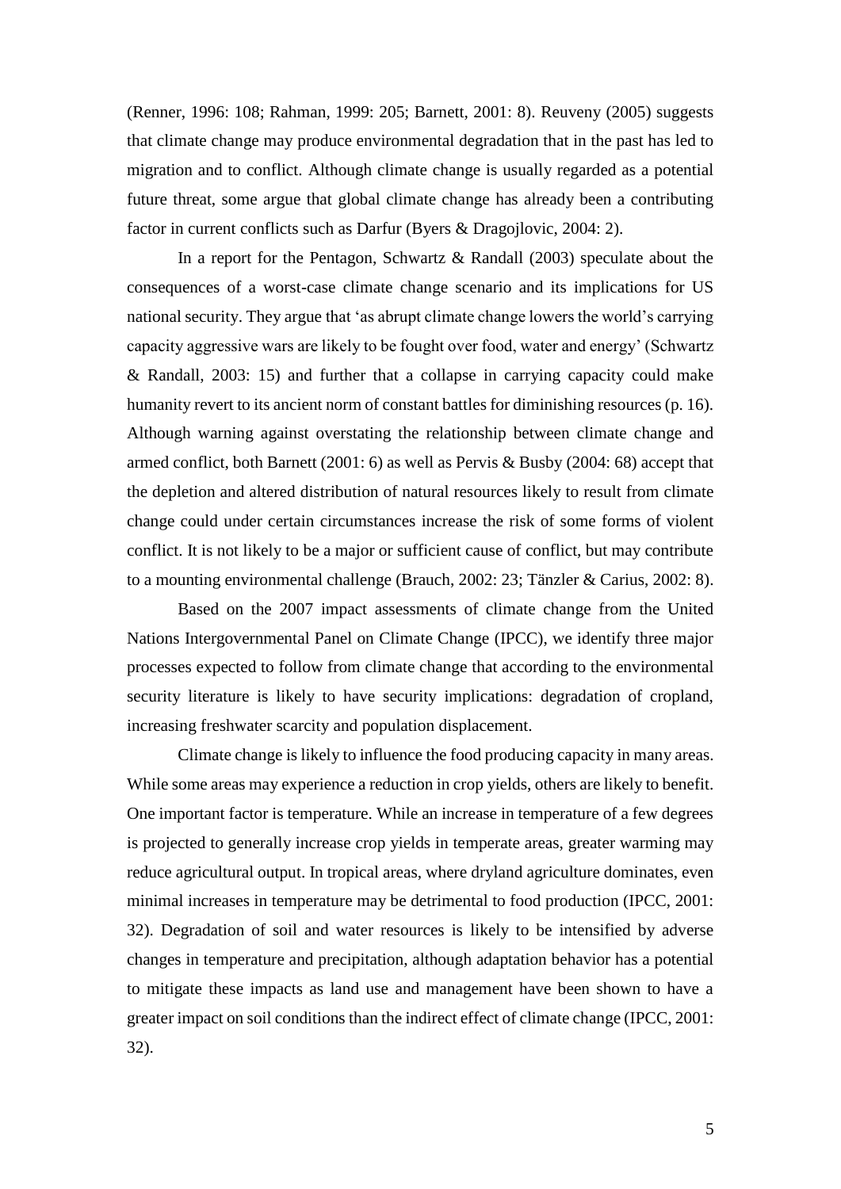(Renner, 1996: 108; Rahman, 1999: 205; Barnett, 2001: 8). Reuveny (2005) suggests that climate change may produce environmental degradation that in the past has led to migration and to conflict. Although climate change is usually regarded as a potential future threat, some argue that global climate change has already been a contributing factor in current conflicts such as Darfur (Byers & Dragojlovic, 2004: 2).

In a report for the Pentagon, Schwartz & Randall (2003) speculate about the consequences of a worst-case climate change scenario and its implications for US national security. They argue that 'as abrupt climate change lowers the world's carrying capacity aggressive wars are likely to be fought over food, water and energy' (Schwartz & Randall, 2003: 15) and further that a collapse in carrying capacity could make humanity revert to its ancient norm of constant battles for diminishing resources (p. 16). Although warning against overstating the relationship between climate change and armed conflict, both Barnett (2001: 6) as well as Pervis & Busby (2004: 68) accept that the depletion and altered distribution of natural resources likely to result from climate change could under certain circumstances increase the risk of some forms of violent conflict. It is not likely to be a major or sufficient cause of conflict, but may contribute to a mounting environmental challenge (Brauch, 2002: 23; Tänzler & Carius, 2002: 8).

Based on the 2007 impact assessments of climate change from the United Nations Intergovernmental Panel on Climate Change (IPCC), we identify three major processes expected to follow from climate change that according to the environmental security literature is likely to have security implications: degradation of cropland, increasing freshwater scarcity and population displacement.

Climate change is likely to influence the food producing capacity in many areas. While some areas may experience a reduction in crop yields, others are likely to benefit. One important factor is temperature. While an increase in temperature of a few degrees is projected to generally increase crop yields in temperate areas, greater warming may reduce agricultural output. In tropical areas, where dryland agriculture dominates, even minimal increases in temperature may be detrimental to food production (IPCC, 2001: 32). Degradation of soil and water resources is likely to be intensified by adverse changes in temperature and precipitation, although adaptation behavior has a potential to mitigate these impacts as land use and management have been shown to have a greater impact on soil conditions than the indirect effect of climate change (IPCC, 2001: 32).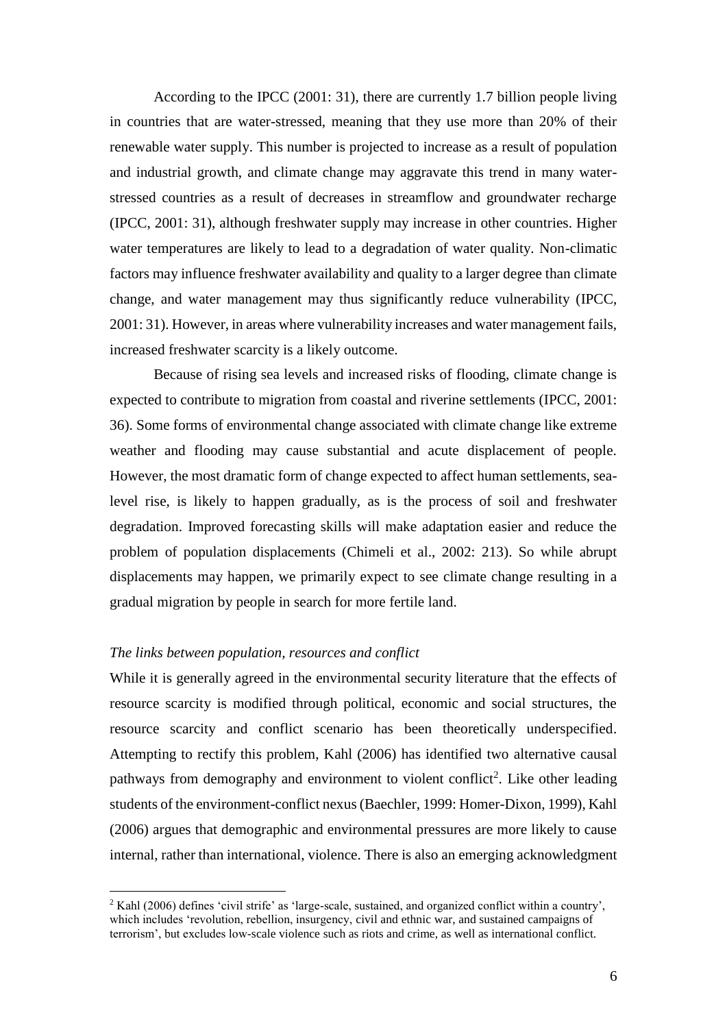According to the IPCC (2001: 31), there are currently 1.7 billion people living in countries that are water-stressed, meaning that they use more than 20% of their renewable water supply. This number is projected to increase as a result of population and industrial growth, and climate change may aggravate this trend in many water-stressed countries as a result of decreases in streamflow and groundwater recharge (IPCC, 2001: 31), although freshwater supply may increase in other countries. Higher water temperatures are likely to lead to a degradation of water quality. Non-climatic factors may influence freshwater availability and quality to a larger degree than climate change, and water management may thus significantly reduce vulnerability (IPCC, 2001: 31). However, in areas where vulnerability increases and water management fails, increased freshwater scarcity is a likely outcome.

Because of rising sea levels and increased risks of flooding, climate change is expected to contribute to migration from coastal and riverine settlements (IPCC, 2001: 36). Some forms of environmental change associated with climate change like extreme weather and flooding may cause substantial and acute displacement of people. However, the most dramatic form of change expected to affect human settlements, sea-level rise, is likely to happen gradually, as is the process of soil and freshwater degradation. Improved forecasting skills will make adaptation easier and reduce the problem of population displacements (Chimeli et al., 2002: 213). So while abrupt displacements may happen, we primarily expect to see climate change resulting in a gradual migration by people in search for more fertile land.

*The links between population, resources and conflict*

While it is generally agreed in the environmental security literature that the effects of resource scarcity is modified through political, economic and social structures, the resource scarcity and conflict scenario has been theoretically underspecified. Attempting to rectify this problem, Kahl (2006) has identified two alternative causal pathways from demography and environment to violent conflict[2]. Like other leading students of the environment-conflict nexus (Baechler, 1999: Homer-Dixon, 1999), Kahl (2006) argues that demographic and environmental pressures are more likely to cause internal, rather than international, violence. There is also an emerging acknowledgment

[2] Kahl (2006) defines 'civil strife' as 'large-scale, sustained, and organized conflict within a country', which includes 'revolution, rebellion, insurgency, civil and ethnic war, and sustained campaigns of terrorism', but excludes low-scale violence such as riots and crime, as well as international conflict.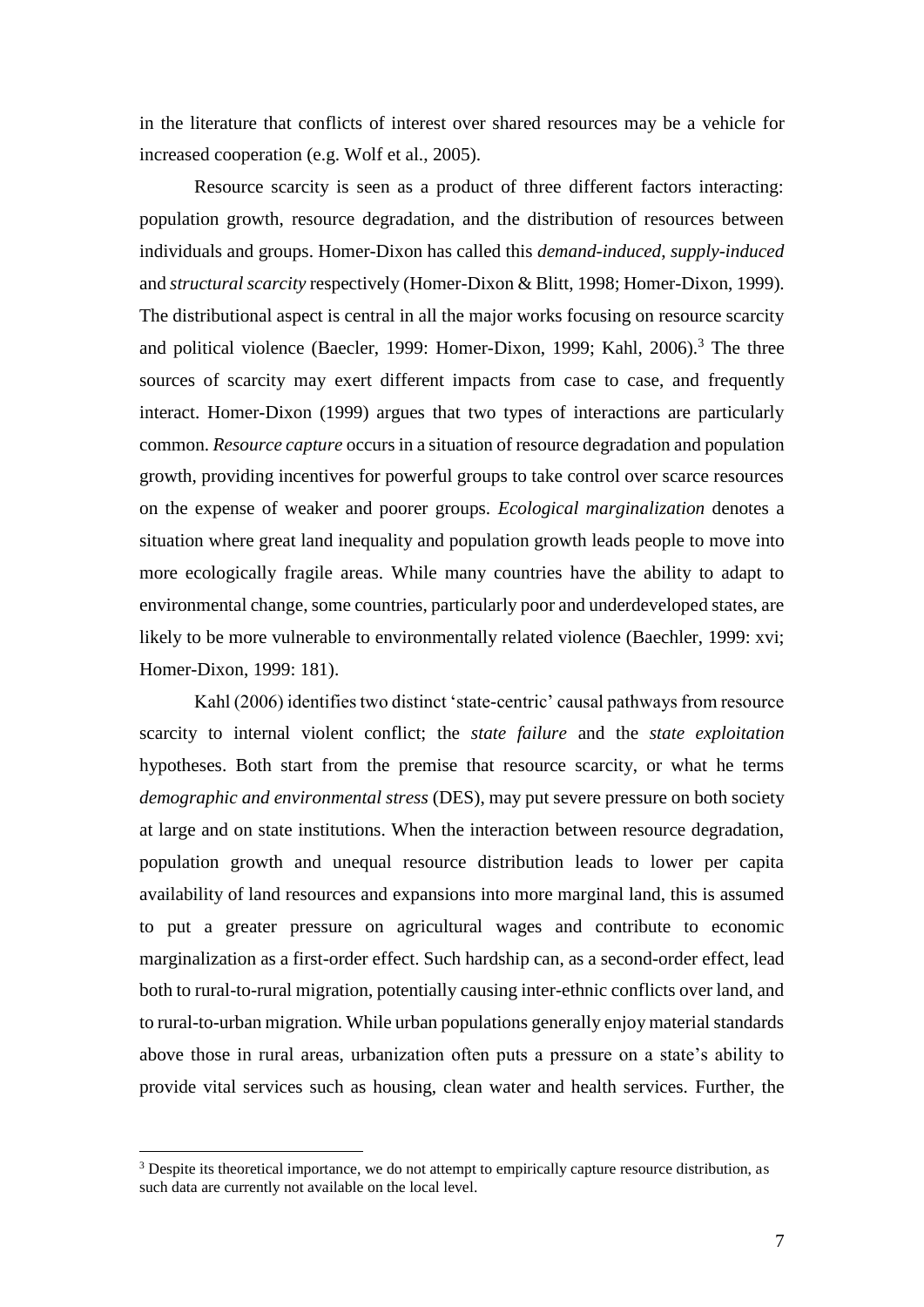in the literature that conflicts of interest over shared resources may be a vehicle for increased cooperation (e.g. Wolf et al., 2005).

Resource scarcity is seen as a product of three different factors interacting: population growth, resource degradation, and the distribution of resources between individuals and groups. Homer-Dixon has called this *demand-induced*, *supply-induced* and *structural scarcity* respectively (Homer-Dixon & Blitt, 1998; Homer-Dixon, 1999). The distributional aspect is central in all the major works focusing on resource scarcity and political violence (Baecler, 1999: Homer-Dixon, 1999; Kahl, 2006).[3] The three sources of scarcity may exert different impacts from case to case, and frequently interact. Homer-Dixon (1999) argues that two types of interactions are particularly common. *Resource capture* occurs in a situation of resource degradation and population growth, providing incentives for powerful groups to take control over scarce resources on the expense of weaker and poorer groups. *Ecological marginalization* denotes a situation where great land inequality and population growth leads people to move into more ecologically fragile areas. While many countries have the ability to adapt to environmental change, some countries, particularly poor and underdeveloped states, are likely to be more vulnerable to environmentally related violence (Baechler, 1999: xvi; Homer-Dixon, 1999: 181).

Kahl (2006) identifies two distinct 'state-centric' causal pathways from resource scarcity to internal violent conflict; the *state failure* and the *state exploitation* hypotheses. Both start from the premise that resource scarcity, or what he terms *demographic and environmental stress* (DES), may put severe pressure on both society at large and on state institutions. When the interaction between resource degradation, population growth and unequal resource distribution leads to lower per capita availability of land resources and expansions into more marginal land, this is assumed to put a greater pressure on agricultural wages and contribute to economic marginalization as a first-order effect. Such hardship can, as a second-order effect, lead both to rural-to-rural migration, potentially causing inter-ethnic conflicts over land, and to rural-to-urban migration. While urban populations generally enjoy material standards above those in rural areas, urbanization often puts a pressure on a state's ability to provide vital services such as housing, clean water and health services. Further, the

[3] Despite its theoretical importance, we do not attempt to empirically capture resource distribution, as such data are currently not available on the local level.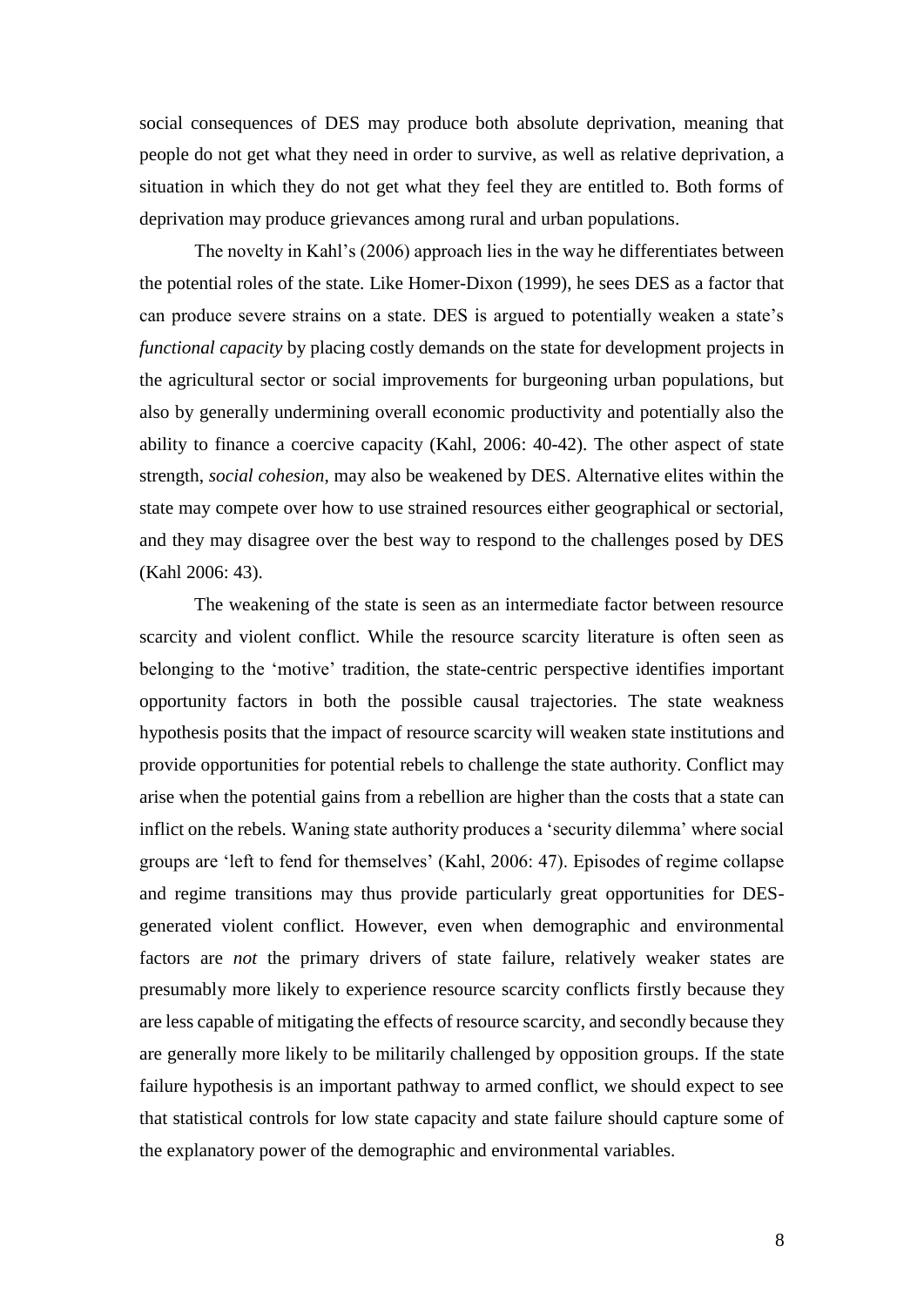social consequences of DES may produce both absolute deprivation, meaning that people do not get what they need in order to survive, as well as relative deprivation, a situation in which they do not get what they feel they are entitled to. Both forms of deprivation may produce grievances among rural and urban populations.

The novelty in Kahl's (2006) approach lies in the way he differentiates between the potential roles of the state. Like Homer-Dixon (1999), he sees DES as a factor that can produce severe strains on a state. DES is argued to potentially weaken a state's *functional capacity* by placing costly demands on the state for development projects in the agricultural sector or social improvements for burgeoning urban populations, but also by generally undermining overall economic productivity and potentially also the ability to finance a coercive capacity (Kahl, 2006: 40-42). The other aspect of state strength, *social cohesion*, may also be weakened by DES. Alternative elites within the state may compete over how to use strained resources either geographical or sectorial, and they may disagree over the best way to respond to the challenges posed by DES (Kahl 2006: 43).

The weakening of the state is seen as an intermediate factor between resource scarcity and violent conflict. While the resource scarcity literature is often seen as belonging to the 'motive' tradition, the state-centric perspective identifies important opportunity factors in both the possible causal trajectories. The state weakness hypothesis posits that the impact of resource scarcity will weaken state institutions and provide opportunities for potential rebels to challenge the state authority. Conflict may arise when the potential gains from a rebellion are higher than the costs that a state can inflict on the rebels. Waning state authority produces a 'security dilemma' where social groups are 'left to fend for themselves' (Kahl, 2006: 47). Episodes of regime collapse and regime transitions may thus provide particularly great opportunities for DES-generated violent conflict. However, even when demographic and environmental factors are *not* the primary drivers of state failure, relatively weaker states are presumably more likely to experience resource scarcity conflicts firstly because they are less capable of mitigating the effects of resource scarcity, and secondly because they are generally more likely to be militarily challenged by opposition groups. If the state failure hypothesis is an important pathway to armed conflict, we should expect to see that statistical controls for low state capacity and state failure should capture some of the explanatory power of the demographic and environmental variables.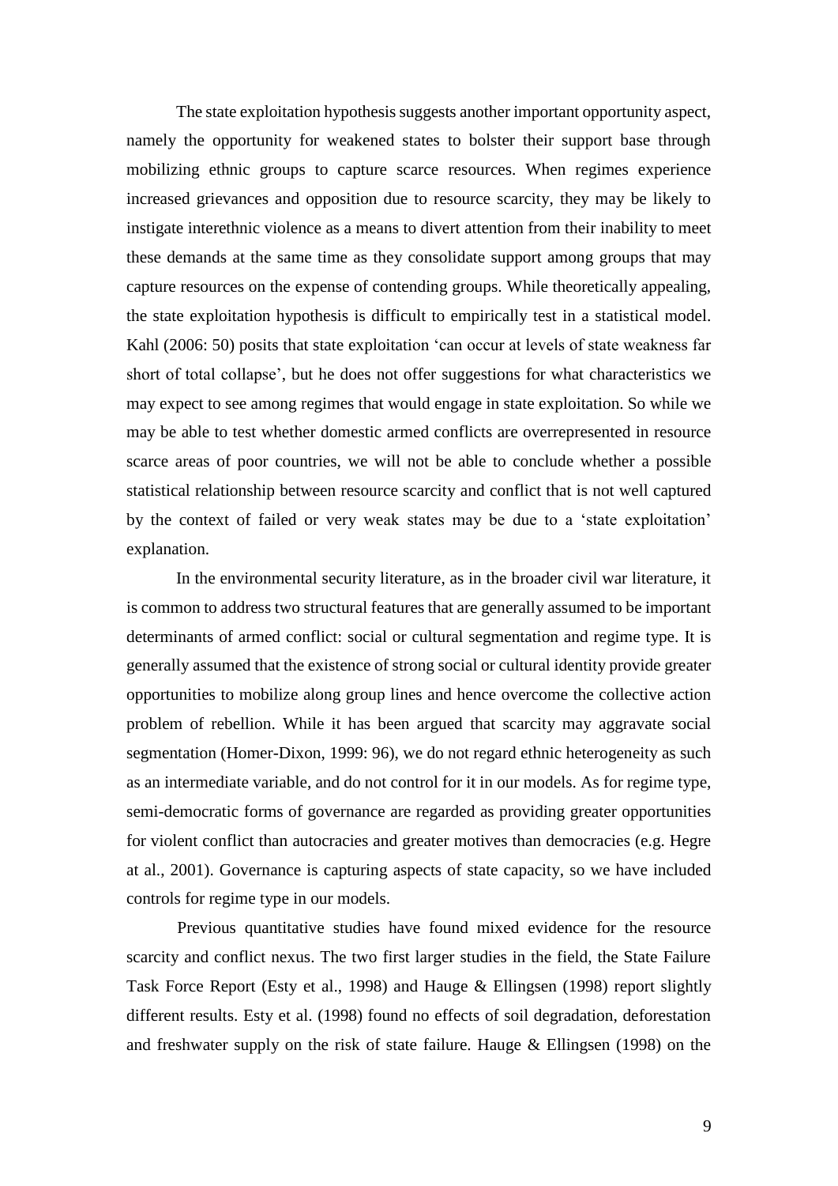The state exploitation hypothesis suggests another important opportunity aspect, namely the opportunity for weakened states to bolster their support base through mobilizing ethnic groups to capture scarce resources. When regimes experience increased grievances and opposition due to resource scarcity, they may be likely to instigate interethnic violence as a means to divert attention from their inability to meet these demands at the same time as they consolidate support among groups that may capture resources on the expense of contending groups. While theoretically appealing, the state exploitation hypothesis is difficult to empirically test in a statistical model. Kahl (2006: 50) posits that state exploitation 'can occur at levels of state weakness far short of total collapse', but he does not offer suggestions for what characteristics we may expect to see among regimes that would engage in state exploitation. So while we may be able to test whether domestic armed conflicts are overrepresented in resource scarce areas of poor countries, we will not be able to conclude whether a possible statistical relationship between resource scarcity and conflict that is not well captured by the context of failed or very weak states may be due to a 'state exploitation' explanation.

In the environmental security literature, as in the broader civil war literature, it is common to address two structural features that are generally assumed to be important determinants of armed conflict: social or cultural segmentation and regime type. It is generally assumed that the existence of strong social or cultural identity provide greater opportunities to mobilize along group lines and hence overcome the collective action problem of rebellion. While it has been argued that scarcity may aggravate social segmentation (Homer-Dixon, 1999: 96), we do not regard ethnic heterogeneity as such as an intermediate variable, and do not control for it in our models. As for regime type, semi-democratic forms of governance are regarded as providing greater opportunities for violent conflict than autocracies and greater motives than democracies (e.g. Hegre at al., 2001). Governance is capturing aspects of state capacity, so we have included controls for regime type in our models.

Previous quantitative studies have found mixed evidence for the resource scarcity and conflict nexus. The two first larger studies in the field, the State Failure Task Force Report (Esty et al., 1998) and Hauge & Ellingsen (1998) report slightly different results. Esty et al. (1998) found no effects of soil degradation, deforestation and freshwater supply on the risk of state failure. Hauge & Ellingsen (1998) on the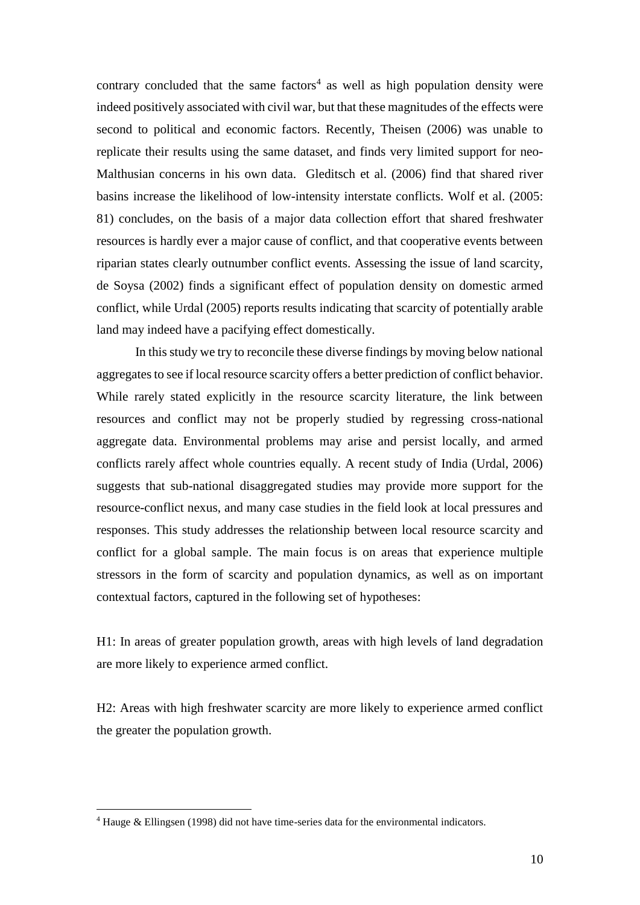contrary concluded that the same factors[4] as well as high population density were indeed positively associated with civil war, but that these magnitudes of the effects were second to political and economic factors. Recently, Theisen (2006) was unable to replicate their results using the same dataset, and finds very limited support for neo-Malthusian concerns in his own data. Gleditsch et al. (2006) find that shared river basins increase the likelihood of low-intensity interstate conflicts. Wolf et al. (2005: 81) concludes, on the basis of a major data collection effort that shared freshwater resources is hardly ever a major cause of conflict, and that cooperative events between riparian states clearly outnumber conflict events. Assessing the issue of land scarcity, de Soysa (2002) finds a significant effect of population density on domestic armed conflict, while Urdal (2005) reports results indicating that scarcity of potentially arable land may indeed have a pacifying effect domestically.

In this study we try to reconcile these diverse findings by moving below national aggregates to see if local resource scarcity offers a better prediction of conflict behavior. While rarely stated explicitly in the resource scarcity literature, the link between resources and conflict may not be properly studied by regressing cross-national aggregate data. Environmental problems may arise and persist locally, and armed conflicts rarely affect whole countries equally. A recent study of India (Urdal, 2006) suggests that sub-national disaggregated studies may provide more support for the resource-conflict nexus, and many case studies in the field look at local pressures and responses. This study addresses the relationship between local resource scarcity and conflict for a global sample. The main focus is on areas that experience multiple stressors in the form of scarcity and population dynamics, as well as on important contextual factors, captured in the following set of hypotheses:

H1: In areas of greater population growth, areas with high levels of land degradation are more likely to experience armed conflict.

H2: Areas with high freshwater scarcity are more likely to experience armed conflict the greater the population growth.

[4] Hauge & Ellingsen (1998) did not have time-series data for the environmental indicators.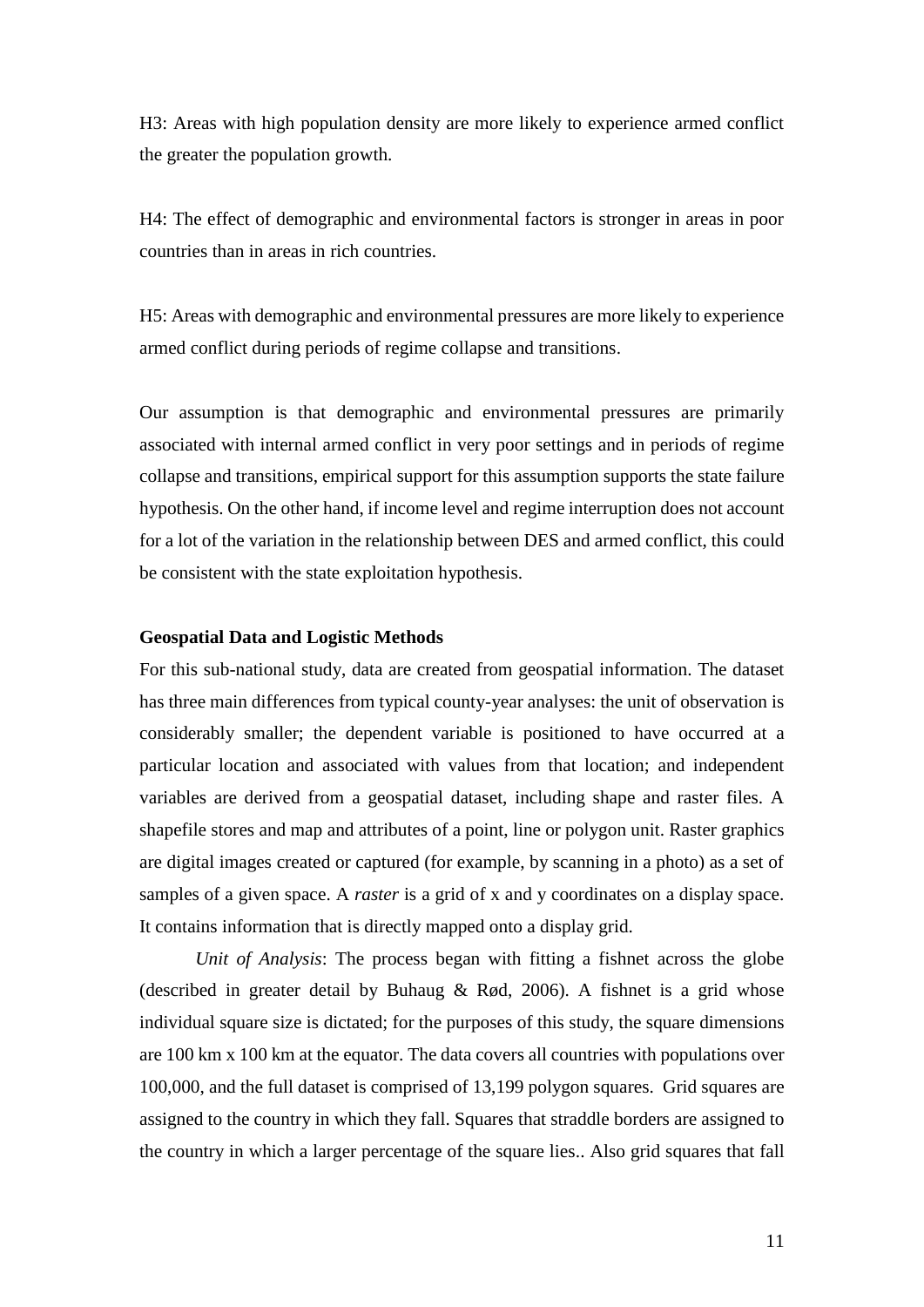H3: Areas with high population density are more likely to experience armed conflict the greater the population growth.

H4: The effect of demographic and environmental factors is stronger in areas in poor countries than in areas in rich countries.

H5: Areas with demographic and environmental pressures are more likely to experience armed conflict during periods of regime collapse and transitions.

Our assumption is that demographic and environmental pressures are primarily associated with internal armed conflict in very poor settings and in periods of regime collapse and transitions, empirical support for this assumption supports the state failure hypothesis. On the other hand, if income level and regime interruption does not account for a lot of the variation in the relationship between DES and armed conflict, this could be consistent with the state exploitation hypothesis.

**Geospatial Data and Logistic Methods**

For this sub-national study, data are created from geospatial information. The dataset has three main differences from typical county-year analyses: the unit of observation is considerably smaller; the dependent variable is positioned to have occurred at a particular location and associated with values from that location; and independent variables are derived from a geospatial dataset, including shape and raster files. A shapefile stores and map and attributes of a point, line or polygon unit. Raster graphics are digital images created or captured (for example, by scanning in a photo) as a set of samples of a given space. A *raster* is a grid of x and y coordinates on a display space. It contains information that is directly mapped onto a display grid.

*Unit of Analysis*: The process began with fitting a fishnet across the globe (described in greater detail by Buhaug & Rød, 2006). A fishnet is a grid whose individual square size is dictated; for the purposes of this study, the square dimensions are 100 km x 100 km at the equator. The data covers all countries with populations over 100,000, and the full dataset is comprised of 13,199 polygon squares. Grid squares are assigned to the country in which they fall. Squares that straddle borders are assigned to the country in which a larger percentage of the square lies.. Also grid squares that fall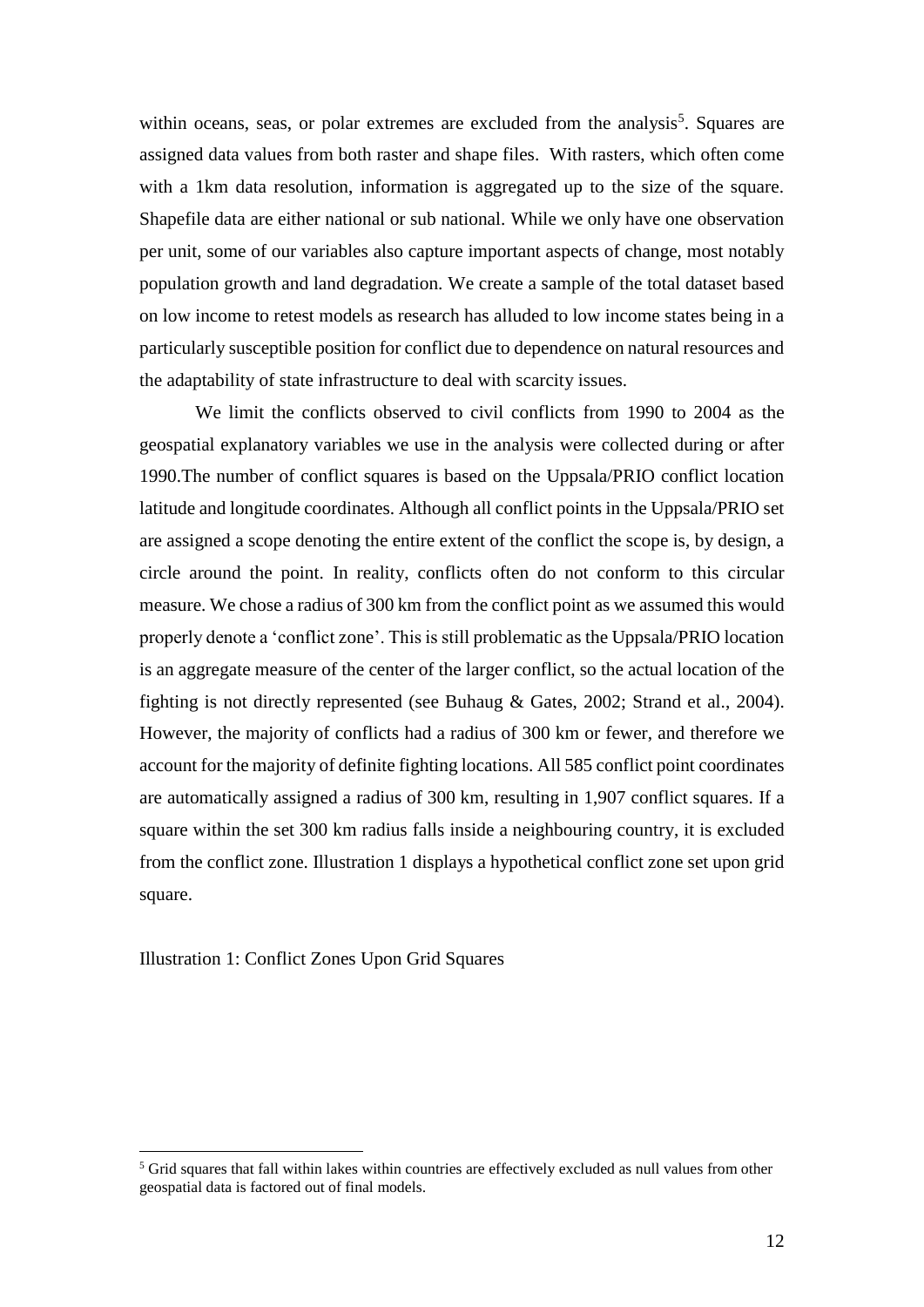within oceans, seas, or polar extremes are excluded from the analysis[5]. Squares are assigned data values from both raster and shape files. With rasters, which often come with a 1km data resolution, information is aggregated up to the size of the square. Shapefile data are either national or sub national. While we only have one observation per unit, some of our variables also capture important aspects of change, most notably population growth and land degradation. We create a sample of the total dataset based on low income to retest models as research has alluded to low income states being in a particularly susceptible position for conflict due to dependence on natural resources and the adaptability of state infrastructure to deal with scarcity issues.

We limit the conflicts observed to civil conflicts from 1990 to 2004 as the geospatial explanatory variables we use in the analysis were collected during or after 1990.The number of conflict squares is based on the Uppsala/PRIO conflict location latitude and longitude coordinates. Although all conflict points in the Uppsala/PRIO set are assigned a scope denoting the entire extent of the conflict the scope is, by design, a circle around the point. In reality, conflicts often do not conform to this circular measure. We chose a radius of 300 km from the conflict point as we assumed this would properly denote a 'conflict zone'. This is still problematic as the Uppsala/PRIO location is an aggregate measure of the center of the larger conflict, so the actual location of the fighting is not directly represented (see Buhaug & Gates, 2002; Strand et al., 2004). However, the majority of conflicts had a radius of 300 km or fewer, and therefore we account for the majority of definite fighting locations. All 585 conflict point coordinates are automatically assigned a radius of 300 km, resulting in 1,907 conflict squares. If a square within the set 300 km radius falls inside a neighbouring country, it is excluded from the conflict zone. Illustration 1 displays a hypothetical conflict zone set upon grid square.

Illustration 1: Conflict Zones Upon Grid Squares

[5] Grid squares that fall within lakes within countries are effectively excluded as null values from other geospatial data is factored out of final models.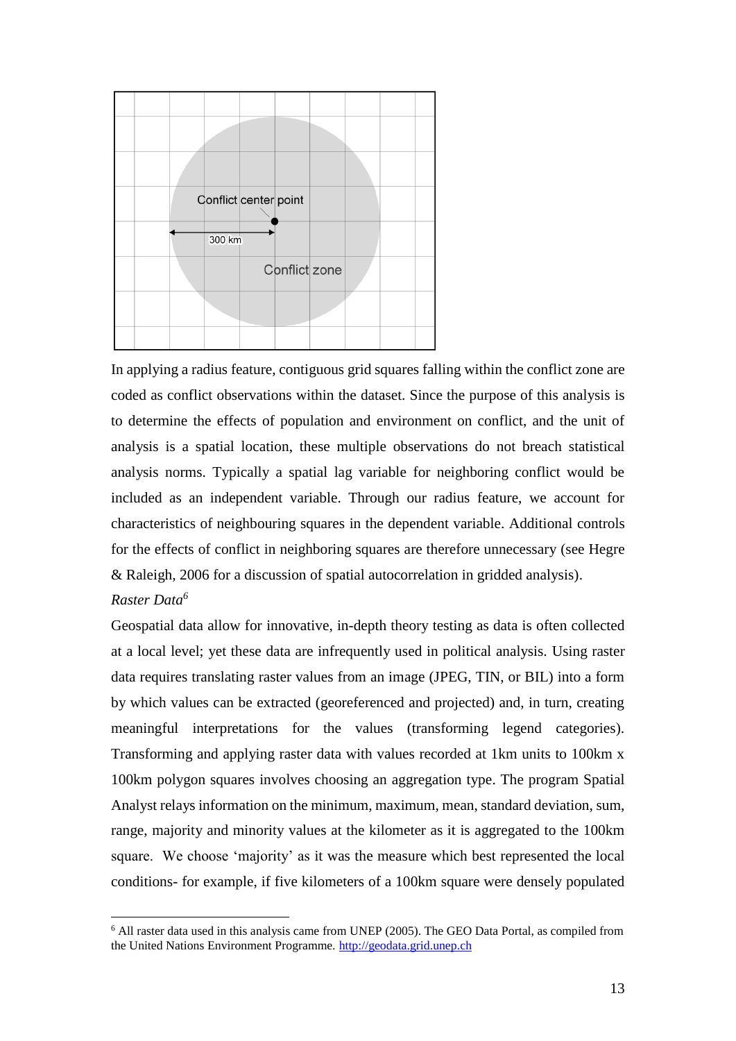In applying a radius feature, contiguous grid squares falling within the conflict zone are coded as conflict observations within the dataset. Since the purpose of this analysis is to determine the effects of population and environment on conflict, and the unit of analysis is a spatial location, these multiple observations do not breach statistical analysis norms. Typically a spatial lag variable for neighboring conflict would be included as an independent variable. Through our radius feature, we account for characteristics of neighbouring squares in the dependent variable. Additional controls for the effects of conflict in neighboring squares are therefore unnecessary (see Hegre & Raleigh, 2006 for a discussion of spatial autocorrelation in gridded analysis).

*Raster Data*[6]

Geospatial data allow for innovative, in-depth theory testing as data is often collected at a local level; yet these data are infrequently used in political analysis. Using raster data requires translating raster values from an image (JPEG, TIN, or BIL) into a form by which values can be extracted (georeferenced and projected) and, in turn, creating meaningful interpretations for the values (transforming legend categories). Transforming and applying raster data with values recorded at 1km units to 100km x 100km polygon squares involves choosing an aggregation type. The program Spatial Analyst relays information on the minimum, maximum, mean, standard deviation, sum, range, majority and minority values at the kilometer as it is aggregated to the 100km square. We choose 'majority' as it was the measure which best represented the local conditions- for example, if five kilometers of a 100km square were densely populated

[6] All raster data used in this analysis came from UNEP (2005). The GEO Data Portal, as compiled from the United Nations Environment Programme. http://geodata.grid.unep.ch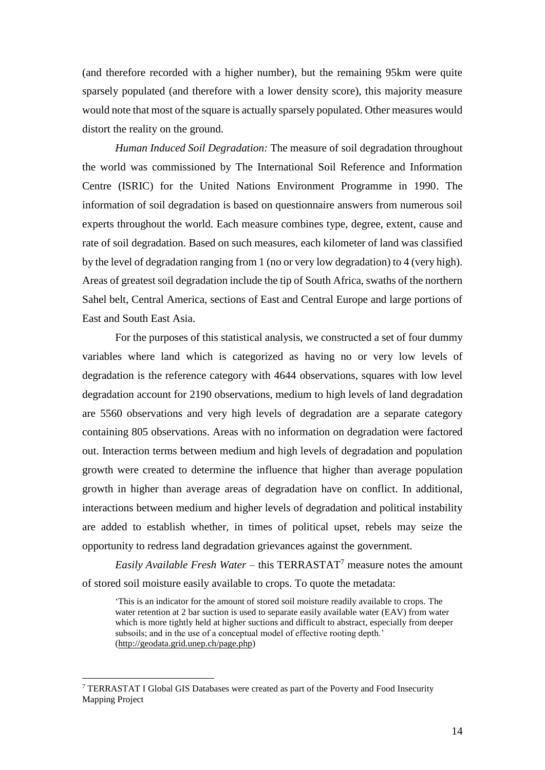(and therefore recorded with a higher number), but the remaining 95km were quite sparsely populated (and therefore with a lower density score), this majority measure would note that most of the square is actually sparsely populated. Other measures would distort the reality on the ground.

*Human Induced Soil Degradation:* The measure of soil degradation throughout the world was commissioned by The International Soil Reference and Information Centre (ISRIC) for the United Nations Environment Programme in 1990. The information of soil degradation is based on questionnaire answers from numerous soil experts throughout the world. Each measure combines type, degree, extent, cause and rate of soil degradation. Based on such measures, each kilometer of land was classified by the level of degradation ranging from 1 (no or very low degradation) to 4 (very high). Areas of greatest soil degradation include the tip of South Africa, swaths of the northern Sahel belt, Central America, sections of East and Central Europe and large portions of East and South East Asia.

For the purposes of this statistical analysis, we constructed a set of four dummy variables where land which is categorized as having no or very low levels of degradation is the reference category with 4644 observations, squares with low level degradation account for 2190 observations, medium to high levels of land degradation are 5560 observations and very high levels of degradation are a separate category containing 805 observations. Areas with no information on degradation were factored out. Interaction terms between medium and high levels of degradation and population growth were created to determine the influence that higher than average population growth in higher than average areas of degradation have on conflict. In additional, interactions between medium and higher levels of degradation and political instability are added to establish whether, in times of political upset, rebels may seize the opportunity to redress land degradation grievances against the government.

*Easily Available Fresh Water* – this TERRASTAT[7] measure notes the amount of stored soil moisture easily available to crops. To quote the metadata:

> 'This is an indicator for the amount of stored soil moisture readily available to crops. The water retention at 2 bar suction is used to separate easily available water (EAV) from water which is more tightly held at higher suctions and difficult to abstract, especially from deeper subsoils; and in the use of a conceptual model of effective rooting depth.' (http://geodata.grid.unep.ch/page.php)

---

[7] TERRASTAT I Global GIS Databases were created as part of the Poverty and Food Insecurity Mapping Project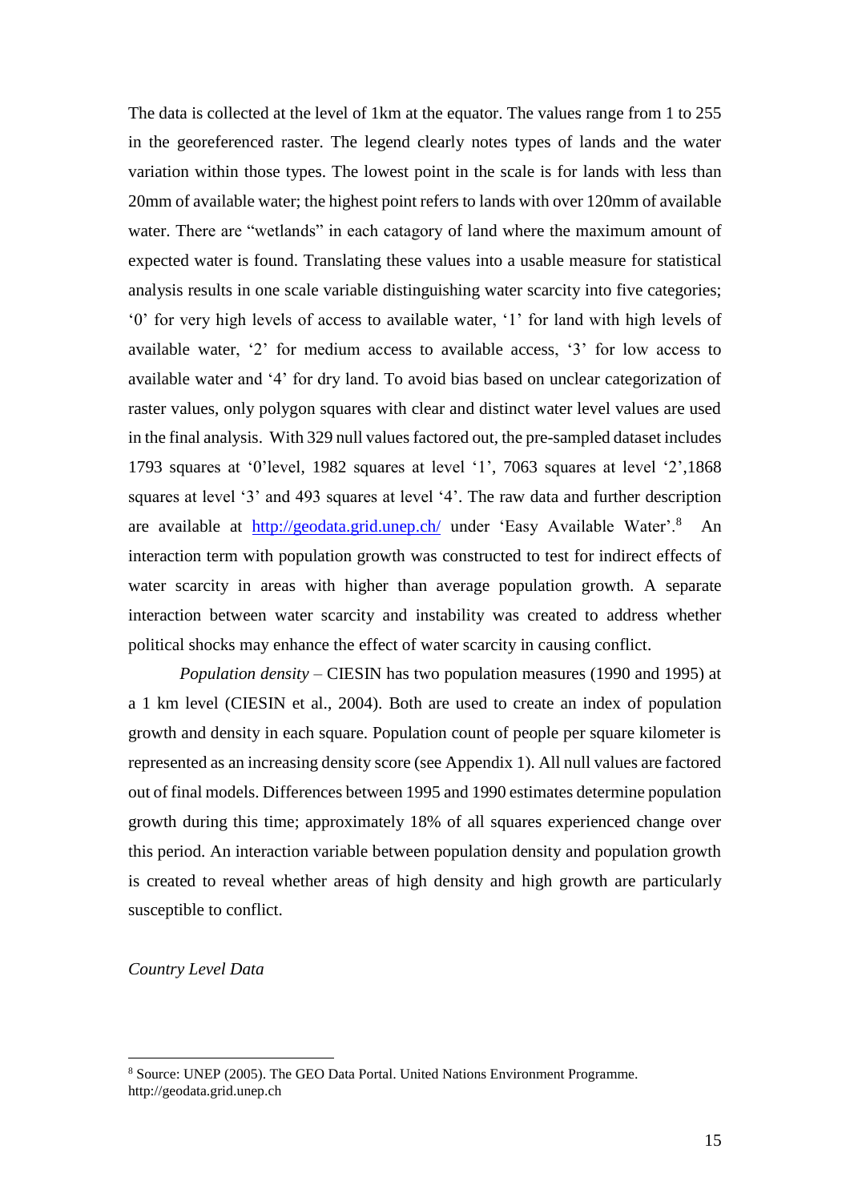The data is collected at the level of 1km at the equator. The values range from 1 to 255 in the georeferenced raster. The legend clearly notes types of lands and the water variation within those types. The lowest point in the scale is for lands with less than 20mm of available water; the highest point refers to lands with over 120mm of available water. There are "wetlands" in each catagory of land where the maximum amount of expected water is found. Translating these values into a usable measure for statistical analysis results in one scale variable distinguishing water scarcity into five categories; '0' for very high levels of access to available water, '1' for land with high levels of available water, '2' for medium access to available access, '3' for low access to available water and '4' for dry land. To avoid bias based on unclear categorization of raster values, only polygon squares with clear and distinct water level values are used in the final analysis. With 329 null values factored out, the pre-sampled dataset includes 1793 squares at '0'level, 1982 squares at level '1', 7063 squares at level '2',1868 squares at level '3' and 493 squares at level '4'. The raw data and further description are available at http://geodata.grid.unep.ch/ under 'Easy Available Water'.[8] An interaction term with population growth was constructed to test for indirect effects of water scarcity in areas with higher than average population growth. A separate interaction between water scarcity and instability was created to address whether political shocks may enhance the effect of water scarcity in causing conflict.

*Population density* – CIESIN has two population measures (1990 and 1995) at a 1 km level (CIESIN et al., 2004). Both are used to create an index of population growth and density in each square. Population count of people per square kilometer is represented as an increasing density score (see Appendix 1). All null values are factored out of final models. Differences between 1995 and 1990 estimates determine population growth during this time; approximately 18% of all squares experienced change over this period. An interaction variable between population density and population growth is created to reveal whether areas of high density and high growth are particularly susceptible to conflict.

*Country Level Data*

---

[8] Source: UNEP (2005). The GEO Data Portal. United Nations Environment Programme. http://geodata.grid.unep.ch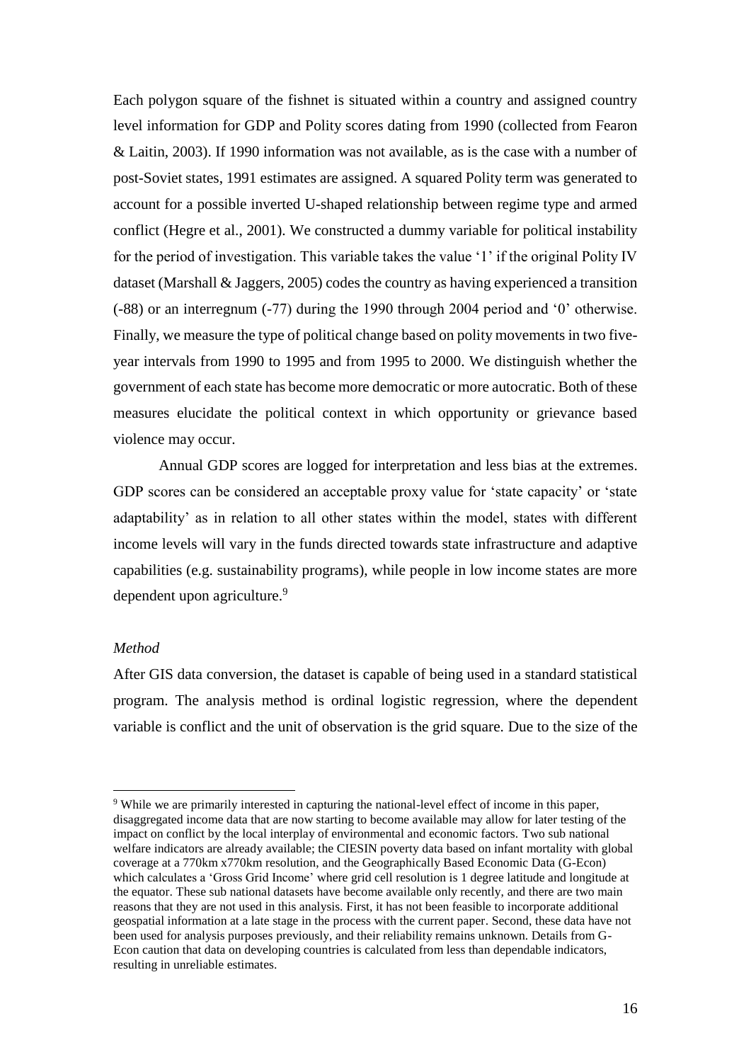Each polygon square of the fishnet is situated within a country and assigned country level information for GDP and Polity scores dating from 1990 (collected from Fearon & Laitin, 2003). If 1990 information was not available, as is the case with a number of post-Soviet states, 1991 estimates are assigned. A squared Polity term was generated to account for a possible inverted U-shaped relationship between regime type and armed conflict (Hegre et al., 2001). We constructed a dummy variable for political instability for the period of investigation. This variable takes the value '1' if the original Polity IV dataset (Marshall & Jaggers, 2005) codes the country as having experienced a transition (-88) or an interregnum (-77) during the 1990 through 2004 period and '0' otherwise. Finally, we measure the type of political change based on polity movements in two five-year intervals from 1990 to 1995 and from 1995 to 2000. We distinguish whether the government of each state has become more democratic or more autocratic. Both of these measures elucidate the political context in which opportunity or grievance based violence may occur.

Annual GDP scores are logged for interpretation and less bias at the extremes. GDP scores can be considered an acceptable proxy value for 'state capacity' or 'state adaptability' as in relation to all other states within the model, states with different income levels will vary in the funds directed towards state infrastructure and adaptive capabilities (e.g. sustainability programs), while people in low income states are more dependent upon agriculture.[9]

*Method*

After GIS data conversion, the dataset is capable of being used in a standard statistical program. The analysis method is ordinal logistic regression, where the dependent variable is conflict and the unit of observation is the grid square. Due to the size of the

[9] While we are primarily interested in capturing the national-level effect of income in this paper, disaggregated income data that are now starting to become available may allow for later testing of the impact on conflict by the local interplay of environmental and economic factors. Two sub national welfare indicators are already available; the CIESIN poverty data based on infant mortality with global coverage at a 770km x770km resolution, and the Geographically Based Economic Data (G-Econ) which calculates a 'Gross Grid Income' where grid cell resolution is 1 degree latitude and longitude at the equator. These sub national datasets have become available only recently, and there are two main reasons that they are not used in this analysis. First, it has not been feasible to incorporate additional geospatial information at a late stage in the process with the current paper. Second, these data have not been used for analysis purposes previously, and their reliability remains unknown. Details from G-Econ caution that data on developing countries is calculated from less than dependable indicators, resulting in unreliable estimates.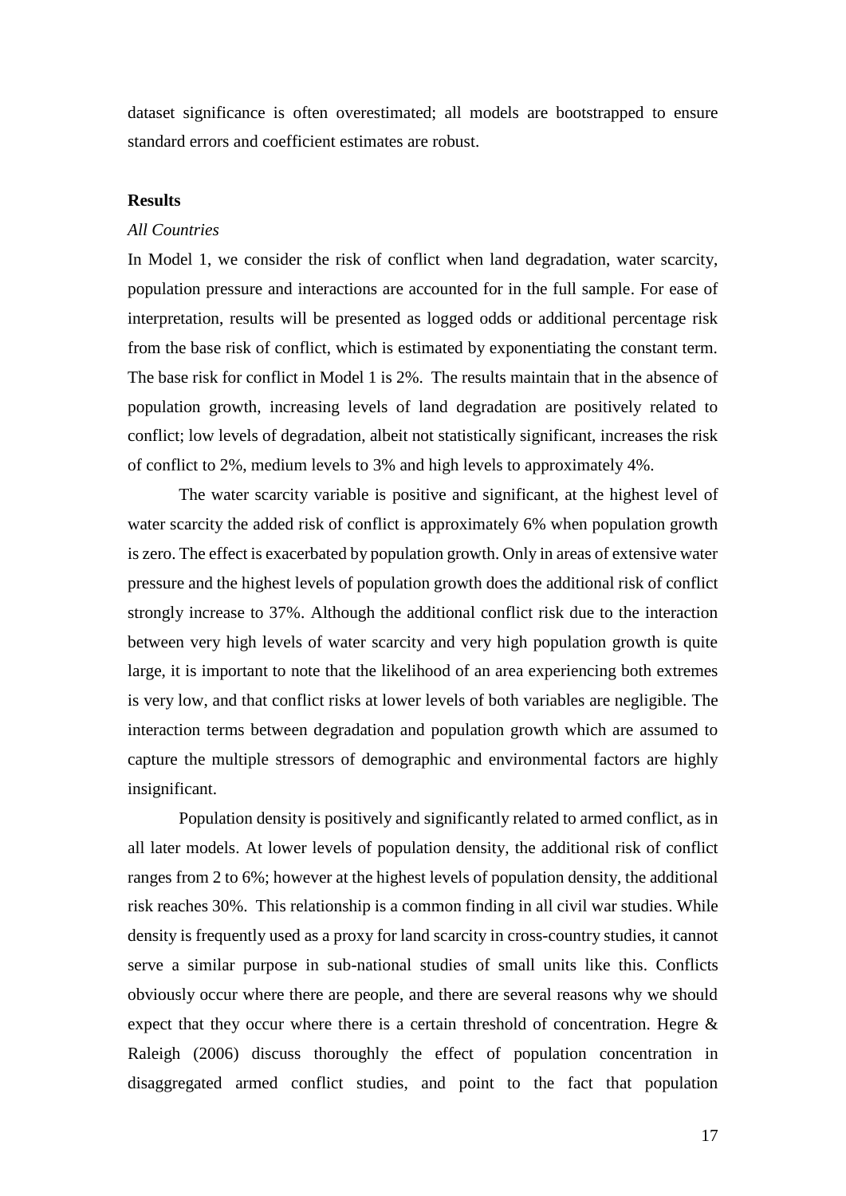dataset significance is often overestimated; all models are bootstrapped to ensure standard errors and coefficient estimates are robust.

**Results**

*All Countries*

In Model 1, we consider the risk of conflict when land degradation, water scarcity, population pressure and interactions are accounted for in the full sample. For ease of interpretation, results will be presented as logged odds or additional percentage risk from the base risk of conflict, which is estimated by exponentiating the constant term. The base risk for conflict in Model 1 is 2%. The results maintain that in the absence of population growth, increasing levels of land degradation are positively related to conflict; low levels of degradation, albeit not statistically significant, increases the risk of conflict to 2%, medium levels to 3% and high levels to approximately 4%.

The water scarcity variable is positive and significant, at the highest level of water scarcity the added risk of conflict is approximately 6% when population growth is zero. The effect is exacerbated by population growth. Only in areas of extensive water pressure and the highest levels of population growth does the additional risk of conflict strongly increase to 37%. Although the additional conflict risk due to the interaction between very high levels of water scarcity and very high population growth is quite large, it is important to note that the likelihood of an area experiencing both extremes is very low, and that conflict risks at lower levels of both variables are negligible. The interaction terms between degradation and population growth which are assumed to capture the multiple stressors of demographic and environmental factors are highly insignificant.

Population density is positively and significantly related to armed conflict, as in all later models. At lower levels of population density, the additional risk of conflict ranges from 2 to 6%; however at the highest levels of population density, the additional risk reaches 30%. This relationship is a common finding in all civil war studies. While density is frequently used as a proxy for land scarcity in cross-country studies, it cannot serve a similar purpose in sub-national studies of small units like this. Conflicts obviously occur where there are people, and there are several reasons why we should expect that they occur where there is a certain threshold of concentration. Hegre & Raleigh (2006) discuss thoroughly the effect of population concentration in disaggregated armed conflict studies, and point to the fact that population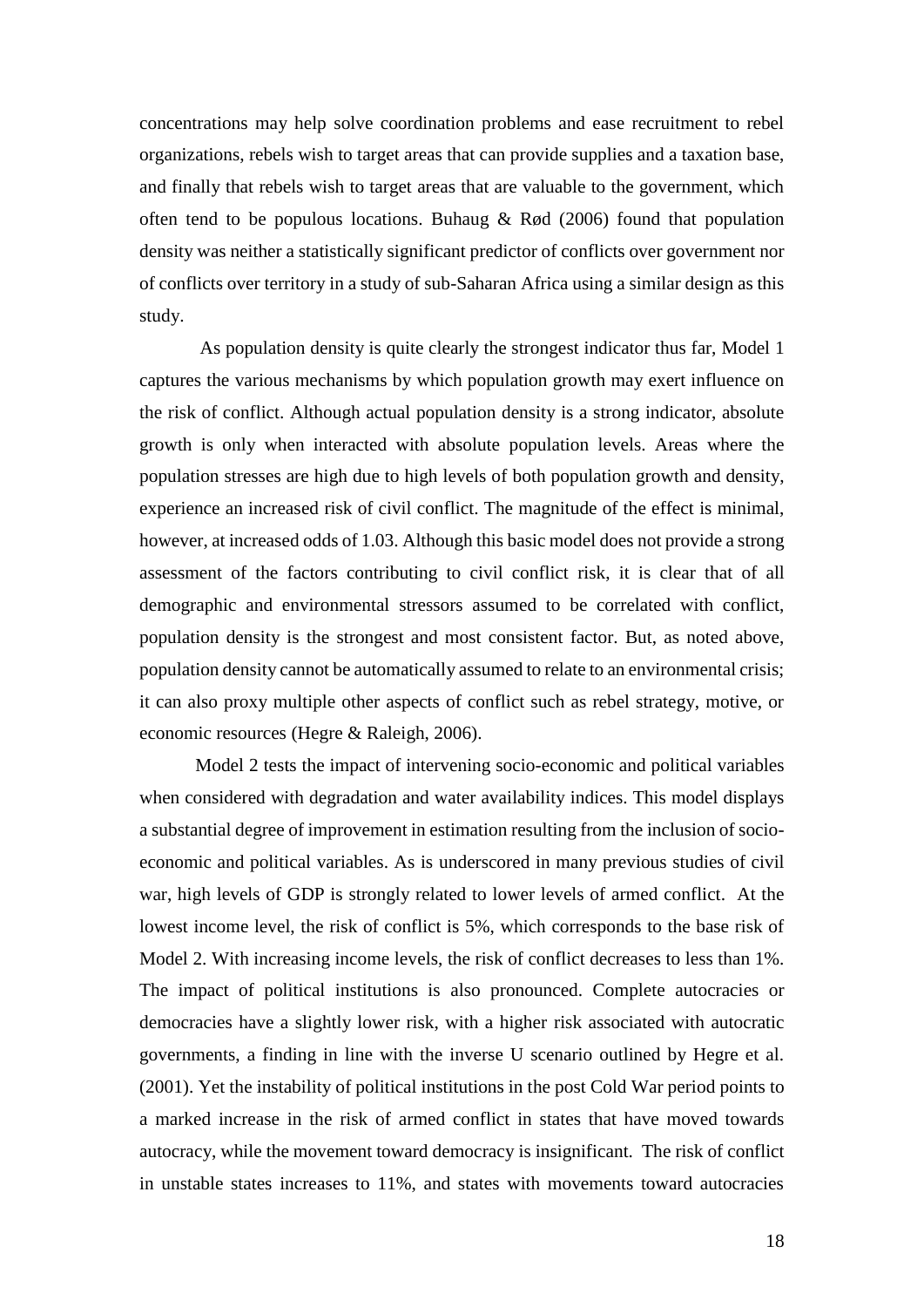concentrations may help solve coordination problems and ease recruitment to rebel organizations, rebels wish to target areas that can provide supplies and a taxation base, and finally that rebels wish to target areas that are valuable to the government, which often tend to be populous locations. Buhaug & Rød (2006) found that population density was neither a statistically significant predictor of conflicts over government nor of conflicts over territory in a study of sub-Saharan Africa using a similar design as this study.

As population density is quite clearly the strongest indicator thus far, Model 1 captures the various mechanisms by which population growth may exert influence on the risk of conflict. Although actual population density is a strong indicator, absolute growth is only when interacted with absolute population levels. Areas where the population stresses are high due to high levels of both population growth and density, experience an increased risk of civil conflict. The magnitude of the effect is minimal, however, at increased odds of 1.03. Although this basic model does not provide a strong assessment of the factors contributing to civil conflict risk, it is clear that of all demographic and environmental stressors assumed to be correlated with conflict, population density is the strongest and most consistent factor. But, as noted above, population density cannot be automatically assumed to relate to an environmental crisis; it can also proxy multiple other aspects of conflict such as rebel strategy, motive, or economic resources (Hegre & Raleigh, 2006).

Model 2 tests the impact of intervening socio-economic and political variables when considered with degradation and water availability indices. This model displays a substantial degree of improvement in estimation resulting from the inclusion of socio-economic and political variables. As is underscored in many previous studies of civil war, high levels of GDP is strongly related to lower levels of armed conflict. At the lowest income level, the risk of conflict is 5%, which corresponds to the base risk of Model 2. With increasing income levels, the risk of conflict decreases to less than 1%. The impact of political institutions is also pronounced. Complete autocracies or democracies have a slightly lower risk, with a higher risk associated with autocratic governments, a finding in line with the inverse U scenario outlined by Hegre et al. (2001). Yet the instability of political institutions in the post Cold War period points to a marked increase in the risk of armed conflict in states that have moved towards autocracy, while the movement toward democracy is insignificant. The risk of conflict in unstable states increases to 11%, and states with movements toward autocracies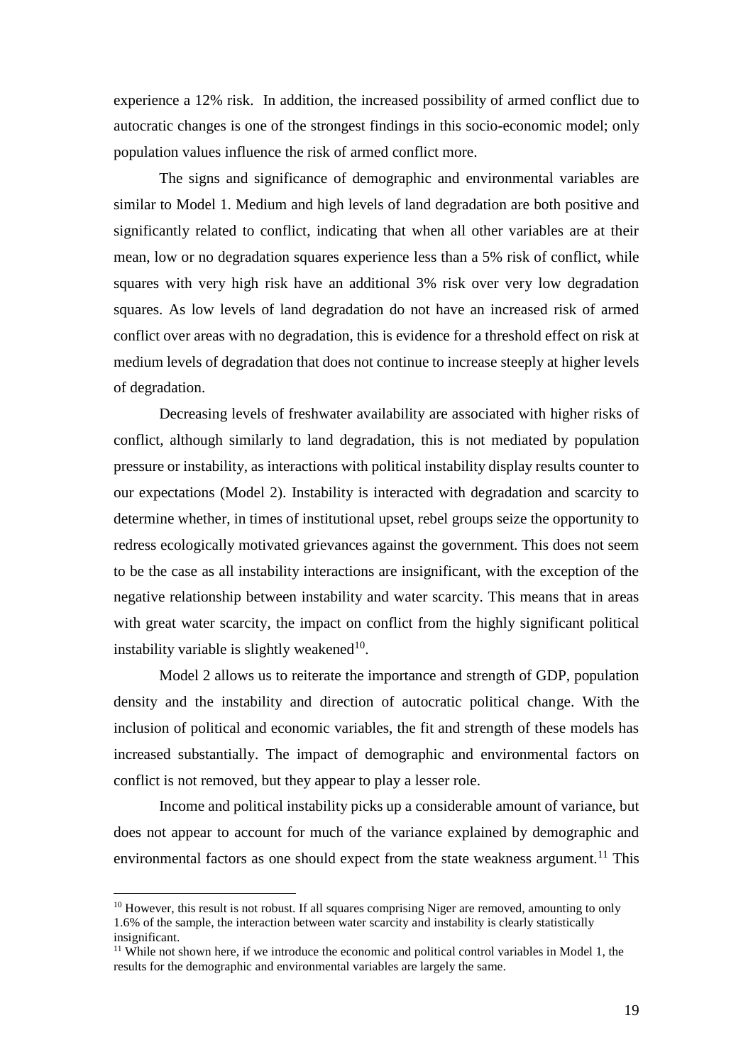experience a 12% risk. In addition, the increased possibility of armed conflict due to autocratic changes is one of the strongest findings in this socio-economic model; only population values influence the risk of armed conflict more.

The signs and significance of demographic and environmental variables are similar to Model 1. Medium and high levels of land degradation are both positive and significantly related to conflict, indicating that when all other variables are at their mean, low or no degradation squares experience less than a 5% risk of conflict, while squares with very high risk have an additional 3% risk over very low degradation squares. As low levels of land degradation do not have an increased risk of armed conflict over areas with no degradation, this is evidence for a threshold effect on risk at medium levels of degradation that does not continue to increase steeply at higher levels of degradation.

Decreasing levels of freshwater availability are associated with higher risks of conflict, although similarly to land degradation, this is not mediated by population pressure or instability, as interactions with political instability display results counter to our expectations (Model 2). Instability is interacted with degradation and scarcity to determine whether, in times of institutional upset, rebel groups seize the opportunity to redress ecologically motivated grievances against the government. This does not seem to be the case as all instability interactions are insignificant, with the exception of the negative relationship between instability and water scarcity. This means that in areas with great water scarcity, the impact on conflict from the highly significant political instability variable is slightly weakened[10].

Model 2 allows us to reiterate the importance and strength of GDP, population density and the instability and direction of autocratic political change. With the inclusion of political and economic variables, the fit and strength of these models has increased substantially. The impact of demographic and environmental factors on conflict is not removed, but they appear to play a lesser role.

Income and political instability picks up a considerable amount of variance, but does not appear to account for much of the variance explained by demographic and environmental factors as one should expect from the state weakness argument.[11] This

---

[10] However, this result is not robust. If all squares comprising Niger are removed, amounting to only 1.6% of the sample, the interaction between water scarcity and instability is clearly statistically insignificant.

[11] While not shown here, if we introduce the economic and political control variables in Model 1, the results for the demographic and environmental variables are largely the same.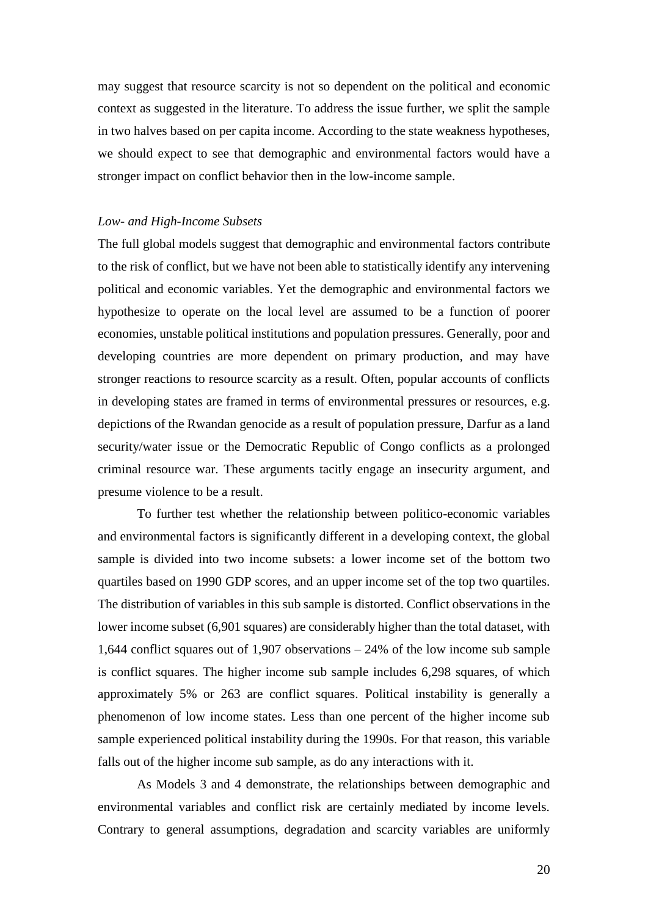may suggest that resource scarcity is not so dependent on the political and economic context as suggested in the literature. To address the issue further, we split the sample in two halves based on per capita income. According to the state weakness hypotheses, we should expect to see that demographic and environmental factors would have a stronger impact on conflict behavior then in the low-income sample.

*Low- and High-Income Subsets*

The full global models suggest that demographic and environmental factors contribute to the risk of conflict, but we have not been able to statistically identify any intervening political and economic variables. Yet the demographic and environmental factors we hypothesize to operate on the local level are assumed to be a function of poorer economies, unstable political institutions and population pressures. Generally, poor and developing countries are more dependent on primary production, and may have stronger reactions to resource scarcity as a result. Often, popular accounts of conflicts in developing states are framed in terms of environmental pressures or resources, e.g. depictions of the Rwandan genocide as a result of population pressure, Darfur as a land security/water issue or the Democratic Republic of Congo conflicts as a prolonged criminal resource war. These arguments tacitly engage an insecurity argument, and presume violence to be a result.

To further test whether the relationship between politico-economic variables and environmental factors is significantly different in a developing context, the global sample is divided into two income subsets: a lower income set of the bottom two quartiles based on 1990 GDP scores, and an upper income set of the top two quartiles. The distribution of variables in this sub sample is distorted. Conflict observations in the lower income subset (6,901 squares) are considerably higher than the total dataset, with 1,644 conflict squares out of 1,907 observations – 24% of the low income sub sample is conflict squares. The higher income sub sample includes 6,298 squares, of which approximately 5% or 263 are conflict squares. Political instability is generally a phenomenon of low income states. Less than one percent of the higher income sub sample experienced political instability during the 1990s. For that reason, this variable falls out of the higher income sub sample, as do any interactions with it.

As Models 3 and 4 demonstrate, the relationships between demographic and environmental variables and conflict risk are certainly mediated by income levels. Contrary to general assumptions, degradation and scarcity variables are uniformly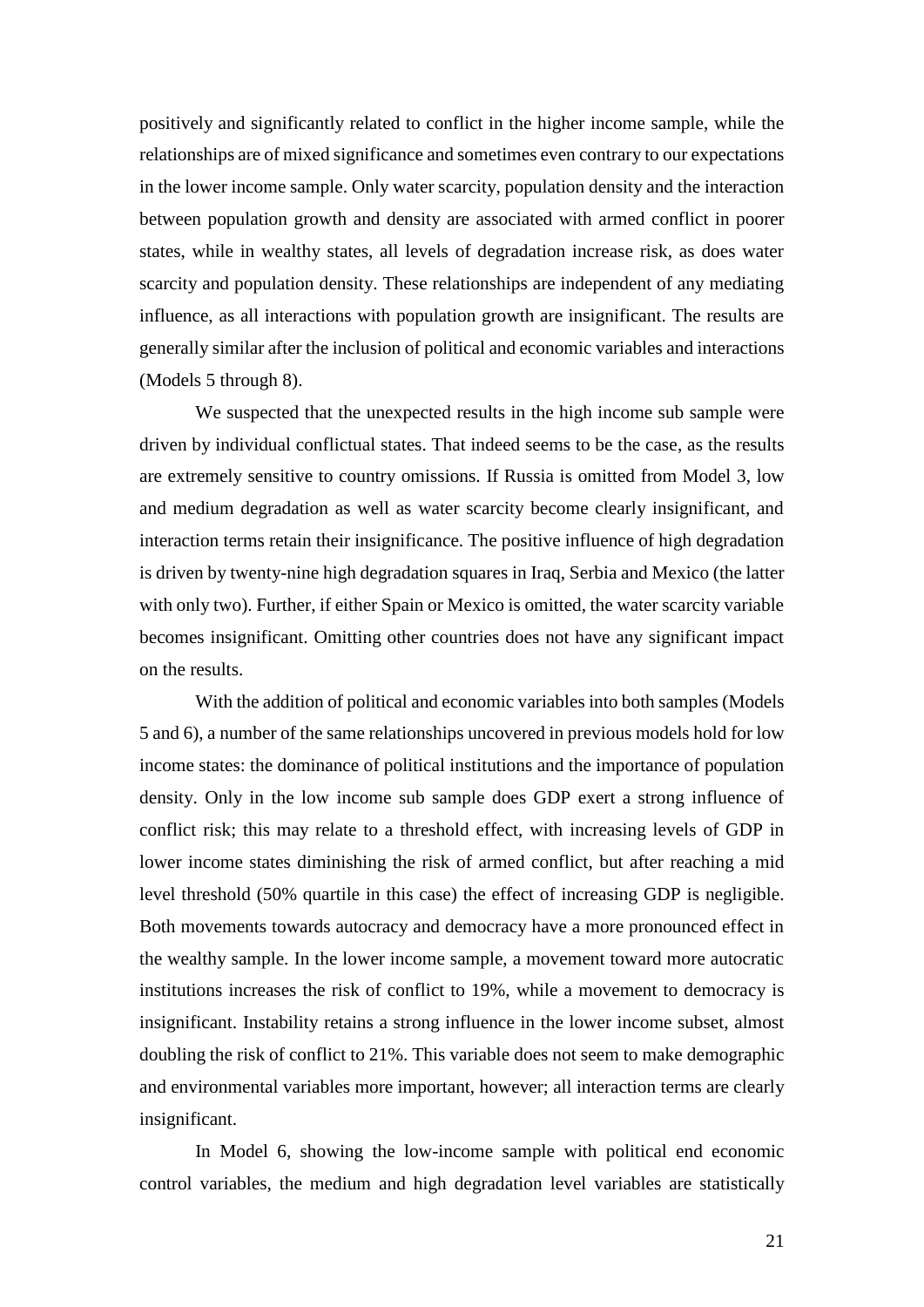positively and significantly related to conflict in the higher income sample, while the relationships are of mixed significance and sometimes even contrary to our expectations in the lower income sample. Only water scarcity, population density and the interaction between population growth and density are associated with armed conflict in poorer states, while in wealthy states, all levels of degradation increase risk, as does water scarcity and population density. These relationships are independent of any mediating influence, as all interactions with population growth are insignificant. The results are generally similar after the inclusion of political and economic variables and interactions (Models 5 through 8).

We suspected that the unexpected results in the high income sub sample were driven by individual conflictual states. That indeed seems to be the case, as the results are extremely sensitive to country omissions. If Russia is omitted from Model 3, low and medium degradation as well as water scarcity become clearly insignificant, and interaction terms retain their insignificance. The positive influence of high degradation is driven by twenty-nine high degradation squares in Iraq, Serbia and Mexico (the latter with only two). Further, if either Spain or Mexico is omitted, the water scarcity variable becomes insignificant. Omitting other countries does not have any significant impact on the results.

With the addition of political and economic variables into both samples (Models 5 and 6), a number of the same relationships uncovered in previous models hold for low income states: the dominance of political institutions and the importance of population density. Only in the low income sub sample does GDP exert a strong influence of conflict risk; this may relate to a threshold effect, with increasing levels of GDP in lower income states diminishing the risk of armed conflict, but after reaching a mid level threshold (50% quartile in this case) the effect of increasing GDP is negligible. Both movements towards autocracy and democracy have a more pronounced effect in the wealthy sample. In the lower income sample, a movement toward more autocratic institutions increases the risk of conflict to 19%, while a movement to democracy is insignificant. Instability retains a strong influence in the lower income subset, almost doubling the risk of conflict to 21%. This variable does not seem to make demographic and environmental variables more important, however; all interaction terms are clearly insignificant.

In Model 6, showing the low-income sample with political end economic control variables, the medium and high degradation level variables are statistically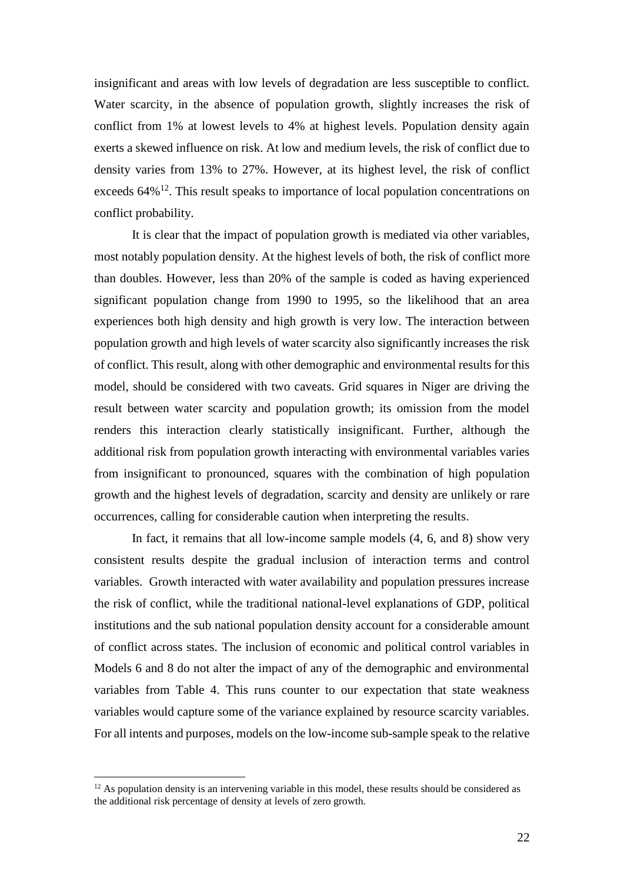insignificant and areas with low levels of degradation are less susceptible to conflict. Water scarcity, in the absence of population growth, slightly increases the risk of conflict from 1% at lowest levels to 4% at highest levels. Population density again exerts a skewed influence on risk. At low and medium levels, the risk of conflict due to density varies from 13% to 27%. However, at its highest level, the risk of conflict exceeds 64%[12]. This result speaks to importance of local population concentrations on conflict probability.

It is clear that the impact of population growth is mediated via other variables, most notably population density. At the highest levels of both, the risk of conflict more than doubles. However, less than 20% of the sample is coded as having experienced significant population change from 1990 to 1995, so the likelihood that an area experiences both high density and high growth is very low. The interaction between population growth and high levels of water scarcity also significantly increases the risk of conflict. This result, along with other demographic and environmental results for this model, should be considered with two caveats. Grid squares in Niger are driving the result between water scarcity and population growth; its omission from the model renders this interaction clearly statistically insignificant. Further, although the additional risk from population growth interacting with environmental variables varies from insignificant to pronounced, squares with the combination of high population growth and the highest levels of degradation, scarcity and density are unlikely or rare occurrences, calling for considerable caution when interpreting the results.

In fact, it remains that all low-income sample models (4, 6, and 8) show very consistent results despite the gradual inclusion of interaction terms and control variables. Growth interacted with water availability and population pressures increase the risk of conflict, while the traditional national-level explanations of GDP, political institutions and the sub national population density account for a considerable amount of conflict across states. The inclusion of economic and political control variables in Models 6 and 8 do not alter the impact of any of the demographic and environmental variables from Table 4. This runs counter to our expectation that state weakness variables would capture some of the variance explained by resource scarcity variables. For all intents and purposes, models on the low-income sub-sample speak to the relative

[12] As population density is an intervening variable in this model, these results should be considered as the additional risk percentage of density at levels of zero growth.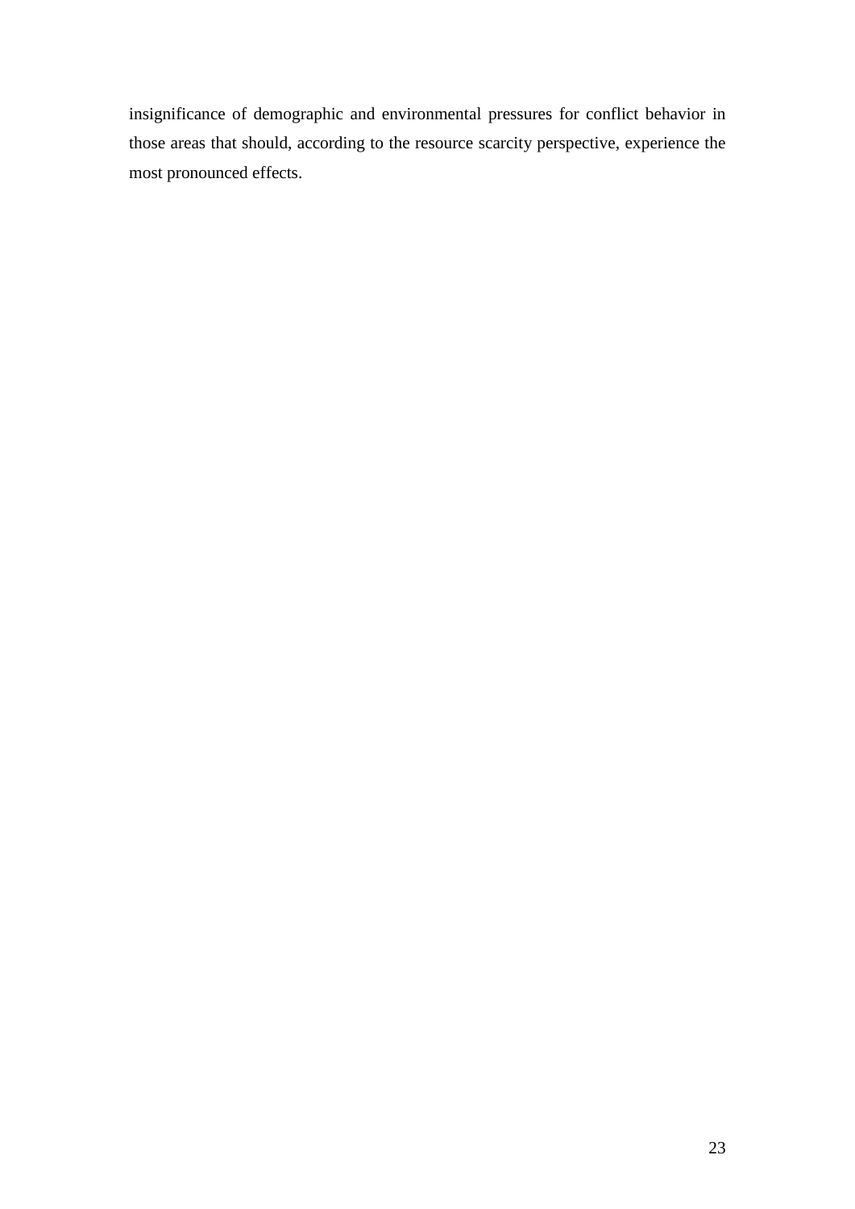insignificance of demographic and environmental pressures for conflict behavior in those areas that should, according to the resource scarcity perspective, experience the most pronounced effects.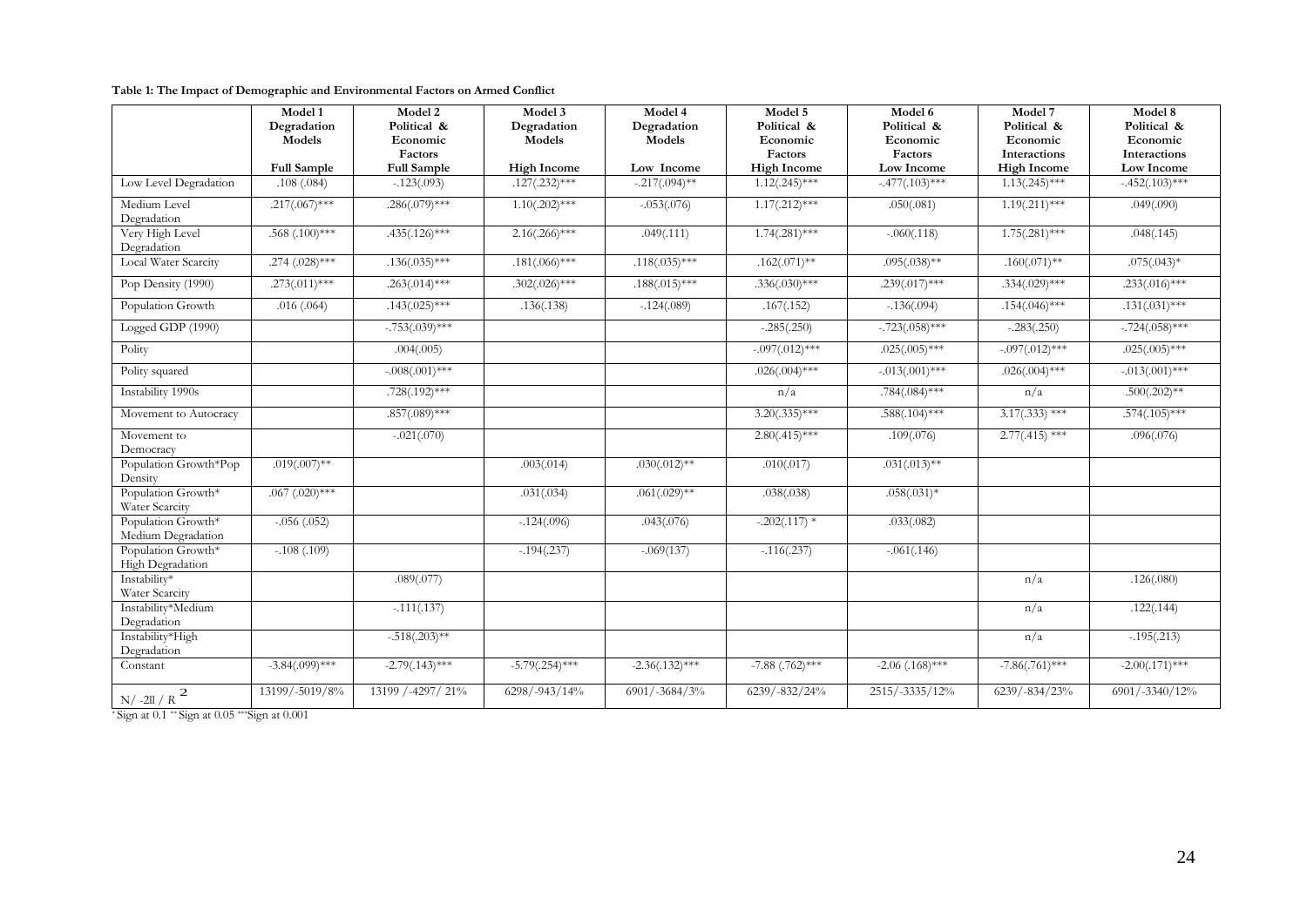**Table 1: The Impact of Demographic and Environmental Factors on Armed Conflict**

| | Model 1 Degradation Models Full Sample | Model 2 Political & Economic Factors Full Sample | Model 3 Degradation Models High Income | Model 4 Degradation Models Low Income | Model 5 Political & Economic Factors High Income | Model 6 Political & Economic Factors Low Income | Model 7 Political & Economic Interactions High Income | Model 8 Political & Economic Interactions Low Income |
|---|---|---|---|---|---|---|---|---|
| Low Level Degradation | .108 (.084) | -.123(.093) | .127(.232)*** | -.217(.094)** | 1.12(.245)*** | -.477(.103)*** | 1.13(.245)*** | -.452(.103)*** |
| Medium Level Degradation | .217(.067)*** | .286(.079)*** | 1.10(.202)*** | -.053(.076) | 1.17(.212)*** | .050(.081) | 1.19(.211)*** | .049(.090) |
| Very High Level Degradation | .568 (.100)*** | .435(.126)*** | 2.16(.266)*** | .049(.111) | 1.74(.281)*** | -.060(.118) | 1.75(.281)*** | .048(.145) |
| Local Water Scarcity | .274 (.028)*** | .136(.035)*** | .181(.066)*** | .118(.035)*** | .162(.071)** | .095(.038)** | .160(.071)** | .075(.043)* |
| Pop Density (1990) | .273(.011)*** | .263(.014)*** | .302(.026)*** | .188(.015)*** | .336(.030)*** | .239(.017)*** | .334(.029)*** | .233(.016)*** |
| Population Growth | .016 (.064) | .143(.025)*** | .136(.138) | -.124(.089) | .167(.152) | -.136(.094) | .154(.046)*** | .131(.031)*** |
| Logged GDP (1990) | | -.753(.039)*** | | | -.285(.250) | -.723(.058)*** | -.283(.250) | -.724(.058)*** |
| Polity | | .004(.005) | | | -.097(.012)*** | .025(.005)*** | -.097(.012)*** | .025(.005)*** |
| Polity squared | | -.008(.001)*** | | | .026(.004)*** | -.013(.001)*** | .026(.004)*** | -.013(.001)*** |
| Instability 1990s | | .728(.192)*** | | | n/a | .784(.084)*** | n/a | .500(.202)** |
| Movement to Autocracy | | .857(.089)*** | | | 3.20(.335)*** | .588(.104)*** | 3.17(.333) *** | .574(.105)*** |
| Movement to Democracy | | -.021(.070) | | | 2.80(.415)*** | .109(.076) | 2.77(.415) *** | .096(.076) |
| Population Growth*Pop Density | .019(.007)** | | .003(.014) | .030(.012)** | .010(.017) | .031(.013)** | | |
| Population Growth* Water Scarcity | .067 (.020)*** | | .031(.034) | .061(.029)** | .038(.038) | .058(.031)* | | |
| Population Growth* Medium Degradation | -.056 (.052) | | -.124(.096) | .043(.076) | -.202(.117) * | .033(.082) | | |
| Population Growth* High Degradation | -.108 (.109) | | -.194(.237) | -.069(137) | -.116(.237) | -.061(.146) | | |
| Instability* Water Scarcity | | .089(.077) | | | | | n/a | .126(.080) |
| Instability*Medium Degradation | | -.111(.137) | | | | | n/a | .122(.144) |
| Instability*High Degradation | | -.518(.203)** | | | | | n/a | -.195(.213) |
| Constant | -3.84(.099)*** | -2.79(.143)*** | -5.79(.254)*** | -2.36(.132)*** | -7.88 (.762)*** | -2.06 (.168)*** | -7.86(.761)*** | -2.00(.171)*** |
| N/ -2ll / $R^2$ | 13199/-5019/8% | 13199 /-4297/ 21% | 6298/-943/14% | 6901/-3684/3% | 6239/-832/24% | 2515/-3335/12% | 6239/-834/23% | 6901/-3340/12% |

* Sign at 0.1 ** Sign at 0.05 *** Sign at 0.001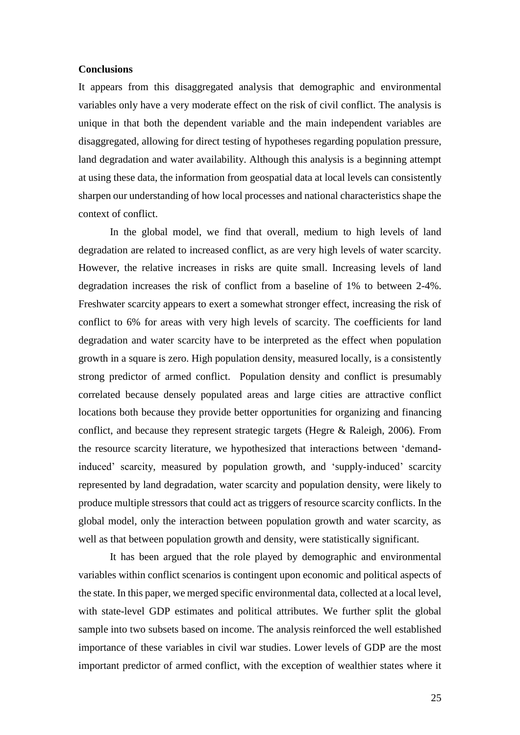**Conclusions**

It appears from this disaggregated analysis that demographic and environmental variables only have a very moderate effect on the risk of civil conflict. The analysis is unique in that both the dependent variable and the main independent variables are disaggregated, allowing for direct testing of hypotheses regarding population pressure, land degradation and water availability. Although this analysis is a beginning attempt at using these data, the information from geospatial data at local levels can consistently sharpen our understanding of how local processes and national characteristics shape the context of conflict.

In the global model, we find that overall, medium to high levels of land degradation are related to increased conflict, as are very high levels of water scarcity. However, the relative increases in risks are quite small. Increasing levels of land degradation increases the risk of conflict from a baseline of 1% to between 2-4%. Freshwater scarcity appears to exert a somewhat stronger effect, increasing the risk of conflict to 6% for areas with very high levels of scarcity. The coefficients for land degradation and water scarcity have to be interpreted as the effect when population growth in a square is zero. High population density, measured locally, is a consistently strong predictor of armed conflict. Population density and conflict is presumably correlated because densely populated areas and large cities are attractive conflict locations both because they provide better opportunities for organizing and financing conflict, and because they represent strategic targets (Hegre & Raleigh, 2006). From the resource scarcity literature, we hypothesized that interactions between 'demand-induced' scarcity, measured by population growth, and 'supply-induced' scarcity represented by land degradation, water scarcity and population density, were likely to produce multiple stressors that could act as triggers of resource scarcity conflicts. In the global model, only the interaction between population growth and water scarcity, as well as that between population growth and density, were statistically significant.

It has been argued that the role played by demographic and environmental variables within conflict scenarios is contingent upon economic and political aspects of the state. In this paper, we merged specific environmental data, collected at a local level, with state-level GDP estimates and political attributes. We further split the global sample into two subsets based on income. The analysis reinforced the well established importance of these variables in civil war studies. Lower levels of GDP are the most important predictor of armed conflict, with the exception of wealthier states where it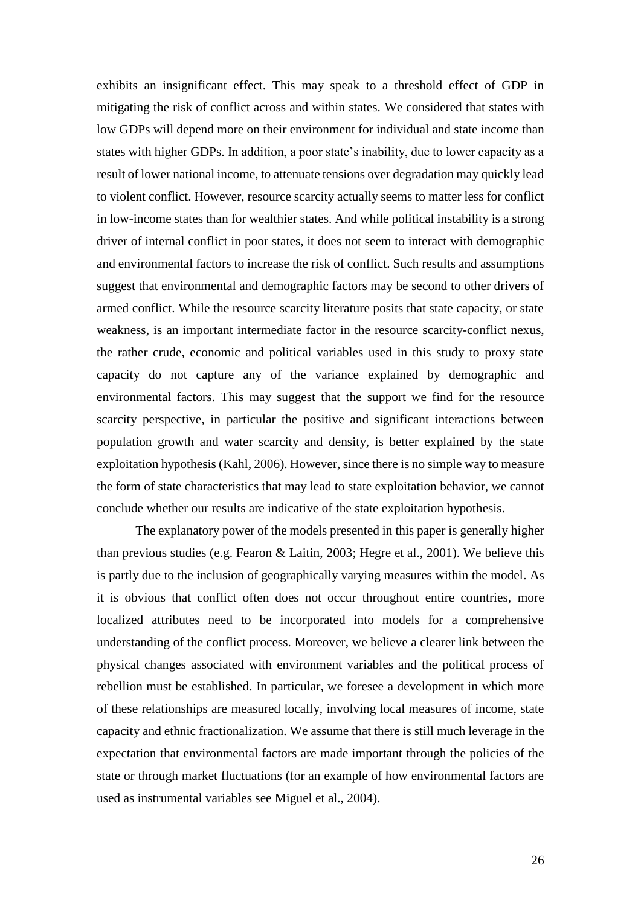exhibits an insignificant effect. This may speak to a threshold effect of GDP in mitigating the risk of conflict across and within states. We considered that states with low GDPs will depend more on their environment for individual and state income than states with higher GDPs. In addition, a poor state's inability, due to lower capacity as a result of lower national income, to attenuate tensions over degradation may quickly lead to violent conflict. However, resource scarcity actually seems to matter less for conflict in low-income states than for wealthier states. And while political instability is a strong driver of internal conflict in poor states, it does not seem to interact with demographic and environmental factors to increase the risk of conflict. Such results and assumptions suggest that environmental and demographic factors may be second to other drivers of armed conflict. While the resource scarcity literature posits that state capacity, or state weakness, is an important intermediate factor in the resource scarcity-conflict nexus, the rather crude, economic and political variables used in this study to proxy state capacity do not capture any of the variance explained by demographic and environmental factors. This may suggest that the support we find for the resource scarcity perspective, in particular the positive and significant interactions between population growth and water scarcity and density, is better explained by the state exploitation hypothesis (Kahl, 2006). However, since there is no simple way to measure the form of state characteristics that may lead to state exploitation behavior, we cannot conclude whether our results are indicative of the state exploitation hypothesis.

The explanatory power of the models presented in this paper is generally higher than previous studies (e.g. Fearon & Laitin, 2003; Hegre et al., 2001). We believe this is partly due to the inclusion of geographically varying measures within the model. As it is obvious that conflict often does not occur throughout entire countries, more localized attributes need to be incorporated into models for a comprehensive understanding of the conflict process. Moreover, we believe a clearer link between the physical changes associated with environment variables and the political process of rebellion must be established. In particular, we foresee a development in which more of these relationships are measured locally, involving local measures of income, state capacity and ethnic fractionalization. We assume that there is still much leverage in the expectation that environmental factors are made important through the policies of the state or through market fluctuations (for an example of how environmental factors are used as instrumental variables see Miguel et al., 2004).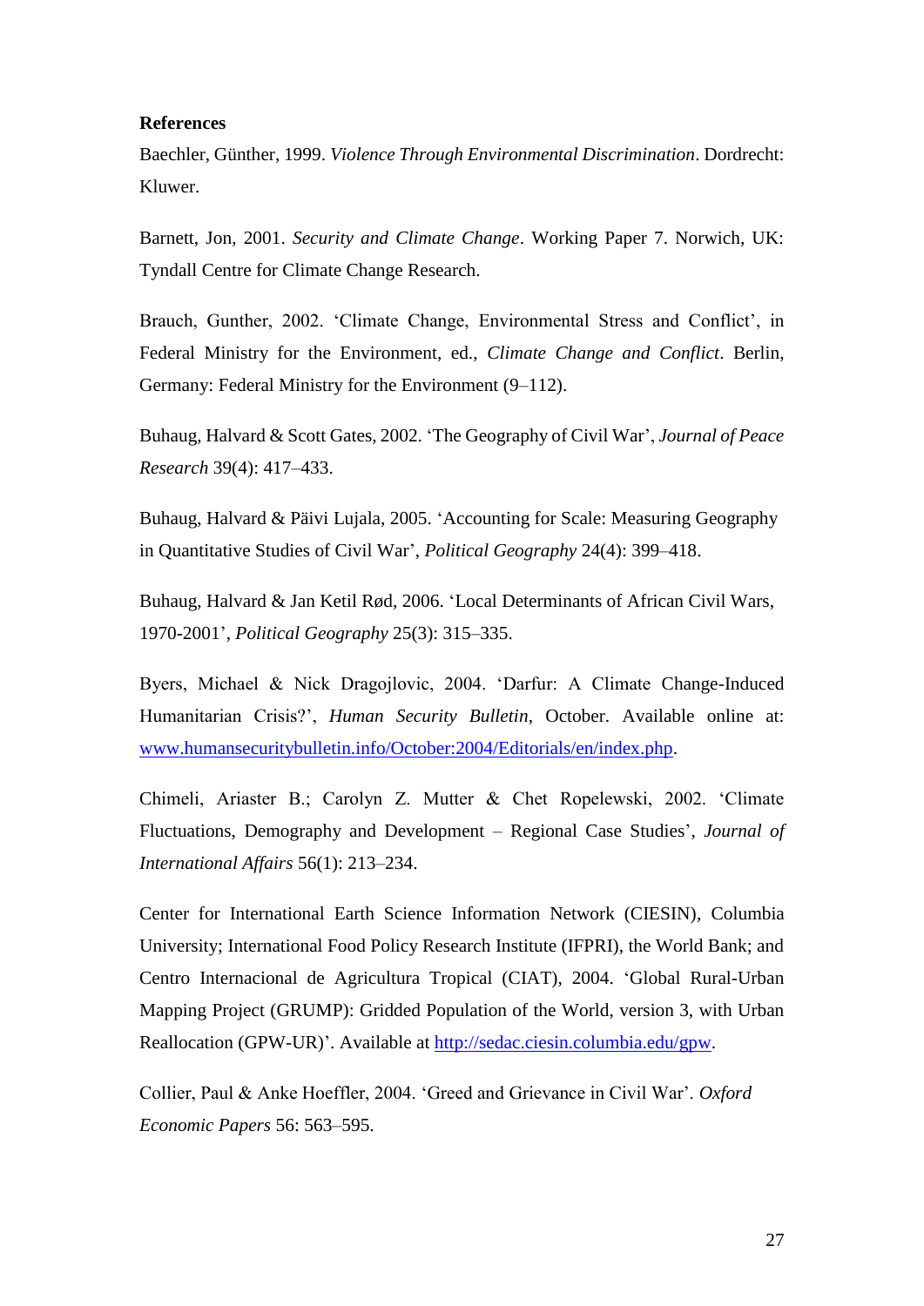**References**

Baechler, Günther, 1999. *Violence Through Environmental Discrimination*. Dordrecht: Kluwer.

Barnett, Jon, 2001. *Security and Climate Change*. Working Paper 7. Norwich, UK: Tyndall Centre for Climate Change Research.

Brauch, Gunther, 2002. 'Climate Change, Environmental Stress and Conflict', in Federal Ministry for the Environment, ed., *Climate Change and Conflict*. Berlin, Germany: Federal Ministry for the Environment (9–112).

Buhaug, Halvard & Scott Gates, 2002. 'The Geography of Civil War', *Journal of Peace Research* 39(4): 417–433.

Buhaug, Halvard & Päivi Lujala, 2005. 'Accounting for Scale: Measuring Geography in Quantitative Studies of Civil War', *Political Geography* 24(4): 399–418.

Buhaug, Halvard & Jan Ketil Rød, 2006. 'Local Determinants of African Civil Wars, 1970-2001', *Political Geography* 25(3): 315–335.

Byers, Michael & Nick Dragojlovic, 2004. 'Darfur: A Climate Change-Induced Humanitarian Crisis?', *Human Security Bulletin*, October. Available online at: www.humansecuritybulletin.info/October:2004/Editorials/en/index.php.

Chimeli, Ariaster B.; Carolyn Z. Mutter & Chet Ropelewski, 2002. 'Climate Fluctuations, Demography and Development – Regional Case Studies', *Journal of International Affairs* 56(1): 213–234.

Center for International Earth Science Information Network (CIESIN), Columbia University; International Food Policy Research Institute (IFPRI), the World Bank; and Centro Internacional de Agricultura Tropical (CIAT), 2004. 'Global Rural-Urban Mapping Project (GRUMP): Gridded Population of the World, version 3, with Urban Reallocation (GPW-UR)'. Available at http://sedac.ciesin.columbia.edu/gpw.

Collier, Paul & Anke Hoeffler, 2004. 'Greed and Grievance in Civil War'. *Oxford Economic Papers* 56: 563–595.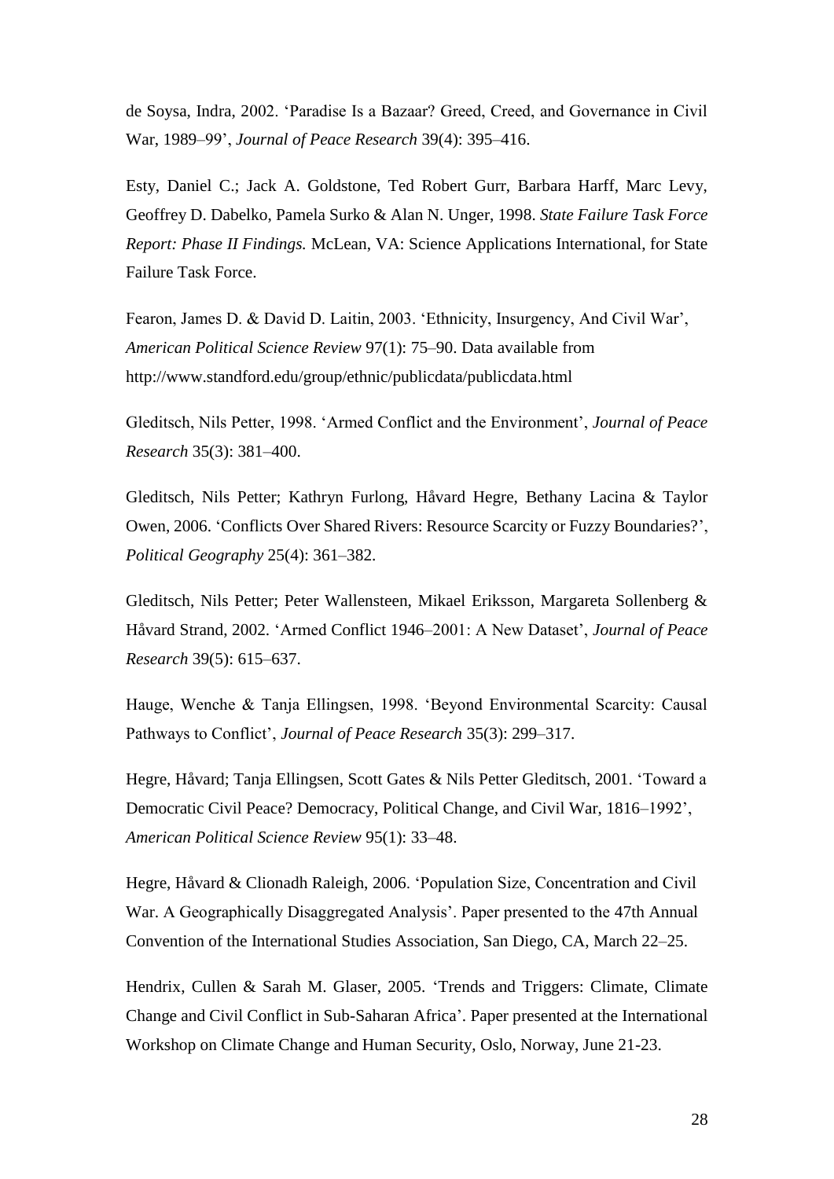de Soysa, Indra, 2002. 'Paradise Is a Bazaar? Greed, Creed, and Governance in Civil War, 1989–99', *Journal of Peace Research* 39(4): 395–416.

Esty, Daniel C.; Jack A. Goldstone, Ted Robert Gurr, Barbara Harff, Marc Levy, Geoffrey D. Dabelko, Pamela Surko & Alan N. Unger, 1998. *State Failure Task Force Report: Phase II Findings.* McLean, VA: Science Applications International, for State Failure Task Force.

Fearon, James D. & David D. Laitin, 2003. 'Ethnicity, Insurgency, And Civil War', *American Political Science Review* 97(1): 75–90. Data available from http://www.standford.edu/group/ethnic/publicdata/publicdata.html

Gleditsch, Nils Petter, 1998. 'Armed Conflict and the Environment', *Journal of Peace Research* 35(3): 381–400.

Gleditsch, Nils Petter; Kathryn Furlong, Håvard Hegre, Bethany Lacina & Taylor Owen, 2006. 'Conflicts Over Shared Rivers: Resource Scarcity or Fuzzy Boundaries?', *Political Geography* 25(4): 361–382.

Gleditsch, Nils Petter; Peter Wallensteen, Mikael Eriksson, Margareta Sollenberg & Håvard Strand, 2002. 'Armed Conflict 1946–2001: A New Dataset', *Journal of Peace Research* 39(5): 615–637.

Hauge, Wenche & Tanja Ellingsen, 1998. 'Beyond Environmental Scarcity: Causal Pathways to Conflict', *Journal of Peace Research* 35(3): 299–317.

Hegre, Håvard; Tanja Ellingsen, Scott Gates & Nils Petter Gleditsch, 2001. 'Toward a Democratic Civil Peace? Democracy, Political Change, and Civil War, 1816–1992', *American Political Science Review* 95(1): 33–48.

Hegre, Håvard & Clionadh Raleigh, 2006. 'Population Size, Concentration and Civil War. A Geographically Disaggregated Analysis'. Paper presented to the 47th Annual Convention of the International Studies Association, San Diego, CA, March 22–25.

Hendrix, Cullen & Sarah M. Glaser, 2005. 'Trends and Triggers: Climate, Climate Change and Civil Conflict in Sub-Saharan Africa'. Paper presented at the International Workshop on Climate Change and Human Security, Oslo, Norway, June 21-23.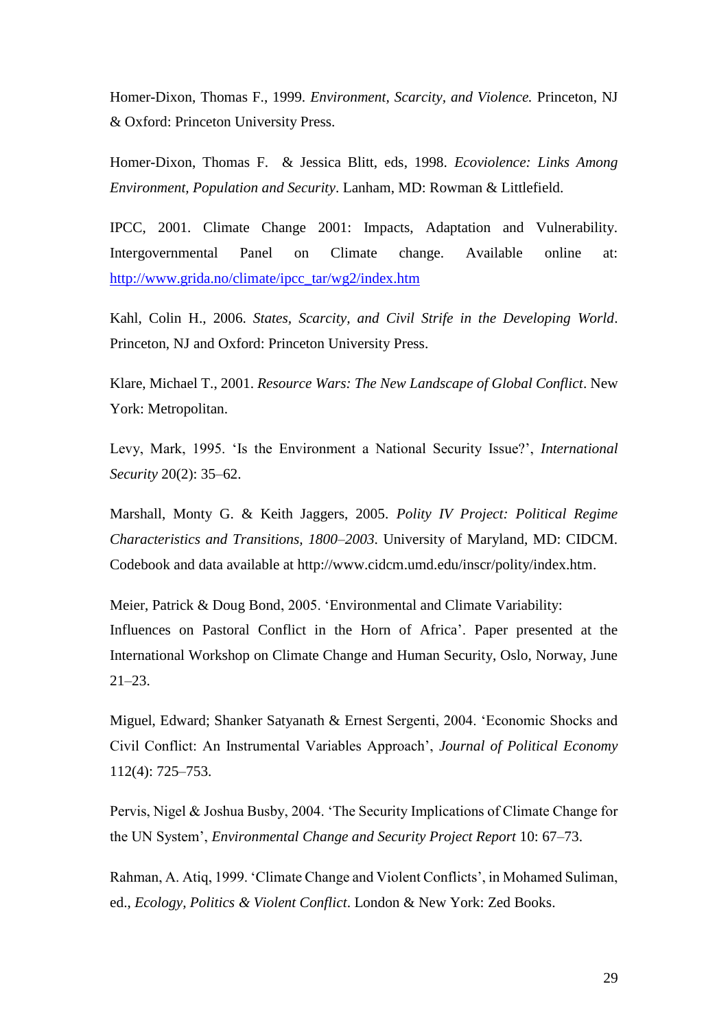Homer-Dixon, Thomas F., 1999. *Environment, Scarcity, and Violence.* Princeton, NJ & Oxford: Princeton University Press.

Homer-Dixon, Thomas F. & Jessica Blitt, eds, 1998. *Ecoviolence: Links Among Environment, Population and Security*. Lanham, MD: Rowman & Littlefield.

IPCC, 2001. Climate Change 2001: Impacts, Adaptation and Vulnerability. Intergovernmental Panel on Climate change. Available online at: [http://www.grida.no/climate/ipcc_tar/wg2/index.htm](http://www.grida.no/climate/ipcc_tar/wg2/index.htm)

Kahl, Colin H., 2006. *States, Scarcity, and Civil Strife in the Developing World*. Princeton, NJ and Oxford: Princeton University Press.

Klare, Michael T., 2001. *Resource Wars: The New Landscape of Global Conflict*. New York: Metropolitan.

Levy, Mark, 1995. 'Is the Environment a National Security Issue?', *International Security* 20(2): 35–62.

Marshall, Monty G. & Keith Jaggers, 2005. *Polity IV Project: Political Regime Characteristics and Transitions, 1800–2003*. University of Maryland, MD: CIDCM. Codebook and data available at http://www.cidcm.umd.edu/inscr/polity/index.htm.

Meier, Patrick & Doug Bond, 2005. 'Environmental and Climate Variability: Influences on Pastoral Conflict in the Horn of Africa'. Paper presented at the International Workshop on Climate Change and Human Security, Oslo, Norway, June 21–23.

Miguel, Edward; Shanker Satyanath & Ernest Sergenti, 2004. 'Economic Shocks and Civil Conflict: An Instrumental Variables Approach', *Journal of Political Economy* 112(4): 725–753.

Pervis, Nigel & Joshua Busby, 2004. 'The Security Implications of Climate Change for the UN System', *Environmental Change and Security Project Report* 10: 67–73.

Rahman, A. Atiq, 1999. 'Climate Change and Violent Conflicts', in Mohamed Suliman, ed., *Ecology, Politics & Violent Conflict*. London & New York: Zed Books.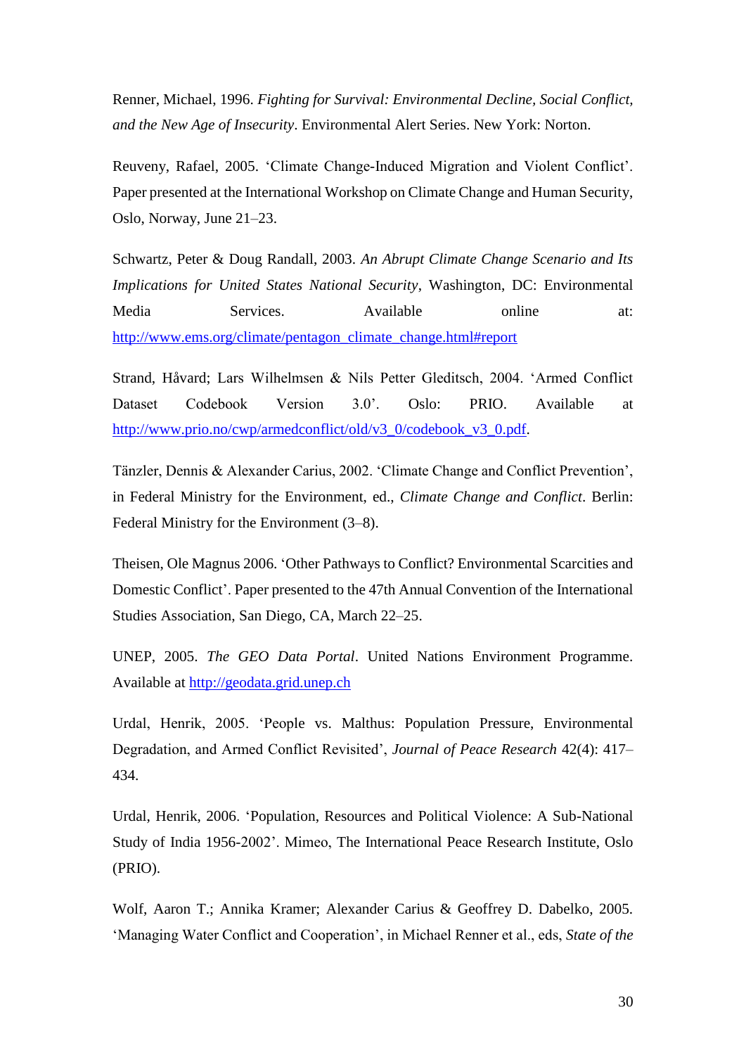Renner, Michael, 1996. *Fighting for Survival: Environmental Decline, Social Conflict, and the New Age of Insecurity*. Environmental Alert Series. New York: Norton.

Reuveny, Rafael, 2005. 'Climate Change-Induced Migration and Violent Conflict'. Paper presented at the International Workshop on Climate Change and Human Security, Oslo, Norway, June 21–23.

Schwartz, Peter & Doug Randall, 2003. *An Abrupt Climate Change Scenario and Its Implications for United States National Security*, Washington, DC: Environmental Media Services. Available online at: http://www.ems.org/climate/pentagon_climate_change.html#report

Strand, Håvard; Lars Wilhelmsen & Nils Petter Gleditsch, 2004. 'Armed Conflict Dataset Codebook Version 3.0'. Oslo: PRIO. Available at http://www.prio.no/cwp/armedconflict/old/v3_0/codebook_v3_0.pdf.

Tänzler, Dennis & Alexander Carius, 2002. 'Climate Change and Conflict Prevention', in Federal Ministry for the Environment, ed., *Climate Change and Conflict*. Berlin: Federal Ministry for the Environment (3–8).

Theisen, Ole Magnus 2006. 'Other Pathways to Conflict? Environmental Scarcities and Domestic Conflict'. Paper presented to the 47th Annual Convention of the International Studies Association, San Diego, CA, March 22–25.

UNEP, 2005. *The GEO Data Portal*. United Nations Environment Programme. Available at http://geodata.grid.unep.ch

Urdal, Henrik, 2005. 'People vs. Malthus: Population Pressure, Environmental Degradation, and Armed Conflict Revisited', *Journal of Peace Research* 42(4): 417–434.

Urdal, Henrik, 2006. 'Population, Resources and Political Violence: A Sub-National Study of India 1956-2002'. Mimeo, The International Peace Research Institute, Oslo (PRIO).

Wolf, Aaron T.; Annika Kramer; Alexander Carius & Geoffrey D. Dabelko, 2005. 'Managing Water Conflict and Cooperation', in Michael Renner et al., eds, *State of the*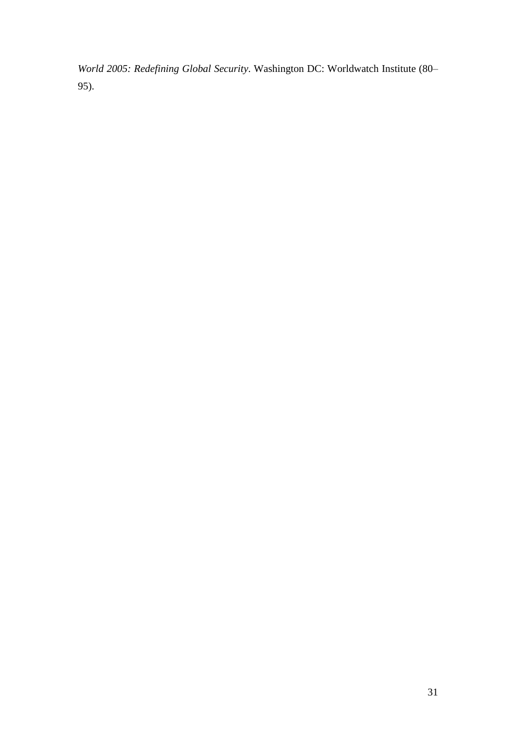*World 2005: Redefining Global Security*. Washington DC: Worldwatch Institute (80–95).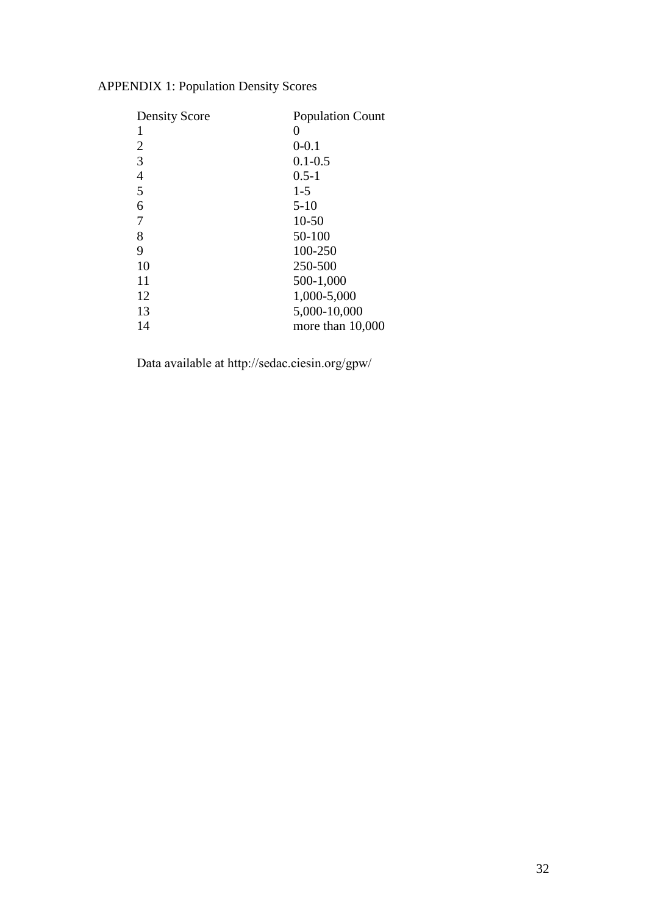APPENDIX 1: Population Density Scores

| Density Score | Population Count |
| --- | --- |
| 1 | 0 |
| 2 | 0-0.1 |
| 3 | 0.1-0.5 |
| 4 | 0.5-1 |
| 5 | 1-5 |
| 6 | 5-10 |
| 7 | 10-50 |
| 8 | 50-100 |
| 9 | 100-250 |
| 10 | 250-500 |
| 11 | 500-1,000 |
| 12 | 1,000-5,000 |
| 13 | 5,000-10,000 |
| 14 | more than 10,000 |

Data available at http://sedac.ciesin.org/gpw/